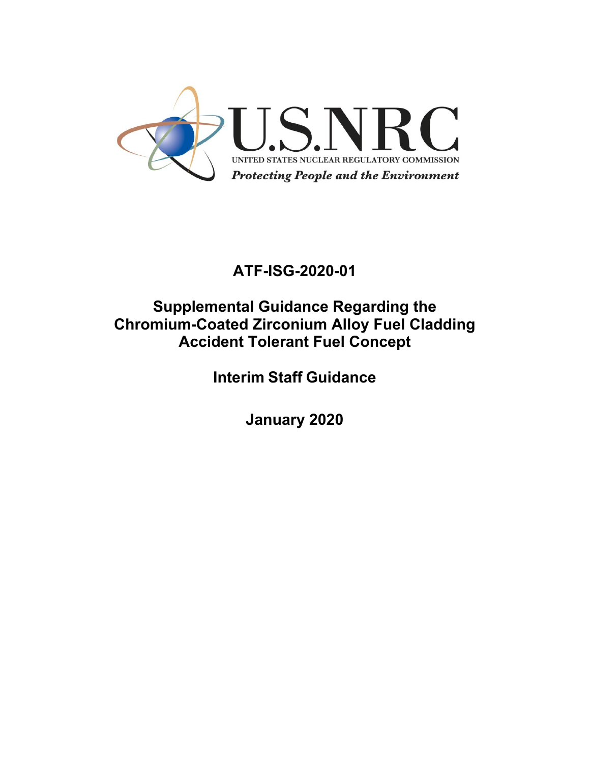U.S.NRC

UNITED STATES NUCLEAR REGULATORY COMMISSION

*Protecting People and the Environment*

# ATF-ISG-2020-01

# Supplemental Guidance Regarding the Chromium-Coated Zirconium Alloy Fuel Cladding Accident Tolerant Fuel Concept

## Interim Staff Guidance

## January 2020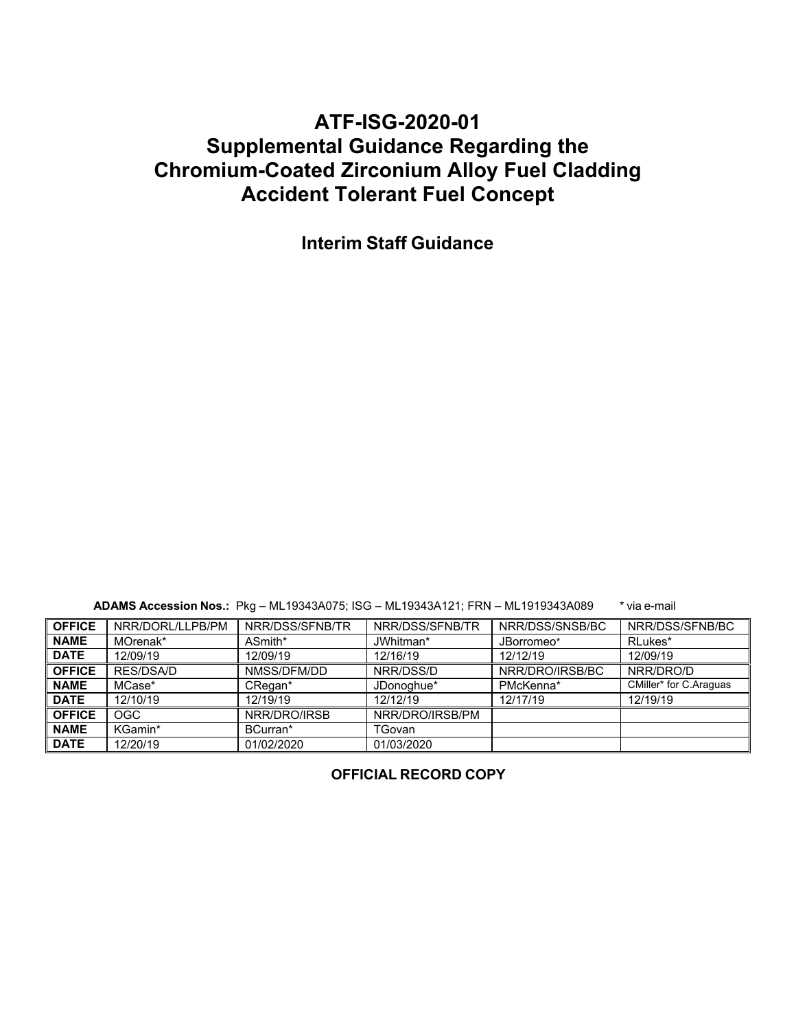# ATF-ISG-2020-01
# Supplemental Guidance Regarding the Chromium-Coated Zirconium Alloy Fuel Cladding Accident Tolerant Fuel Concept

## Interim Staff Guidance

**ADAMS Accession Nos.:** Pkg – ML19343A075; ISG – ML19343A121; FRN – ML1919343A089 * via e-mail

| **OFFICE** | NRR/DORL/LLPB/PM | NRR/DSS/SFNB/TR | NRR/DSS/SFNB/TR | NRR/DSS/SNSB/BC | NRR/DSS/SFNB/BC |
|---|---|---|---|---|---|
| **NAME** | MOrenak* | ASmith* | JWhitman* | JBorromeo* | RLukes* |
| **DATE** | 12/09/19 | 12/09/19 | 12/16/19 | 12/12/19 | 12/09/19 |
| **OFFICE** | RES/DSA/D | NMSS/DFM/DD | NRR/DSS/D | NRR/DRO/IRSB/BC | NRR/DRO/D |
| **NAME** | MCase* | CRegan* | JDonoghue* | PMcKenna* | CMiller* for C.Araguas |
| **DATE** | 12/10/19 | 12/19/19 | 12/12/19 | 12/17/19 | 12/19/19 |
| **OFFICE** | OGC | NRR/DRO/IRSB | NRR/DRO/IRSB/PM | | |
| **NAME** | KGamin* | BCurran* | TGovan | | |
| **DATE** | 12/20/19 | 01/02/2020 | 01/03/2020 | | |

**OFFICIAL RECORD COPY**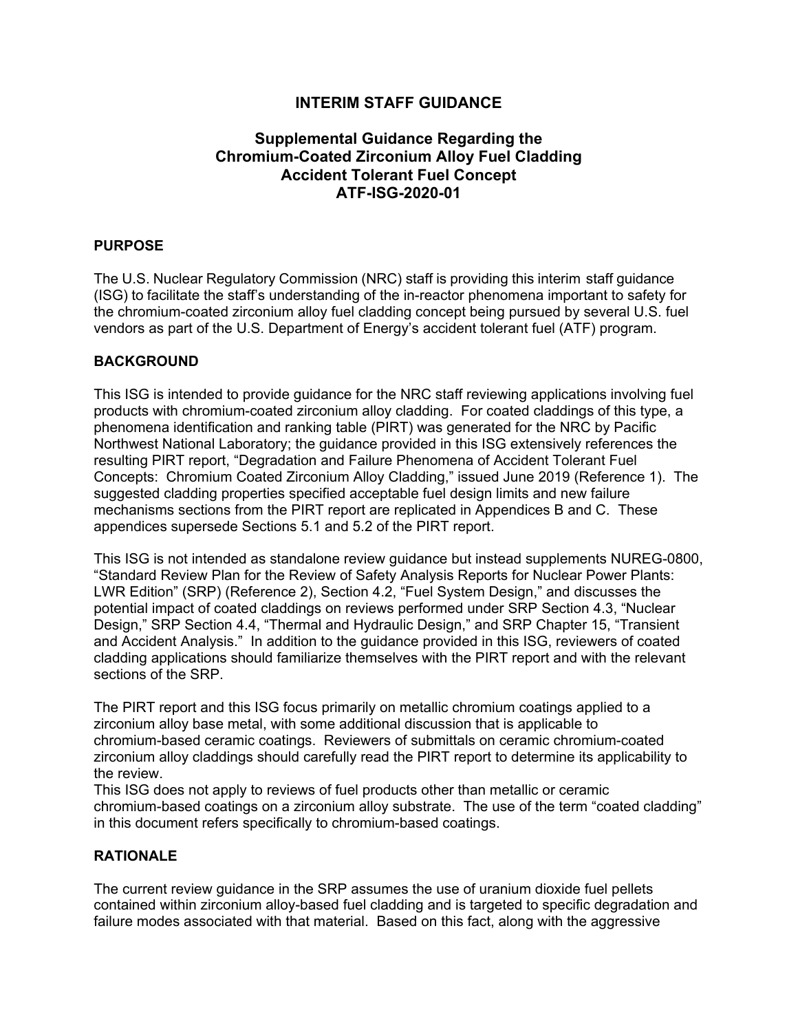# INTERIM STAFF GUIDANCE

## Supplemental Guidance Regarding the Chromium-Coated Zirconium Alloy Fuel Cladding Accident Tolerant Fuel Concept ATF-ISG-2020-01

### PURPOSE

The U.S. Nuclear Regulatory Commission (NRC) staff is providing this interim staff guidance (ISG) to facilitate the staff's understanding of the in-reactor phenomena important to safety for the chromium-coated zirconium alloy fuel cladding concept being pursued by several U.S. fuel vendors as part of the U.S. Department of Energy's accident tolerant fuel (ATF) program.

### BACKGROUND

This ISG is intended to provide guidance for the NRC staff reviewing applications involving fuel products with chromium-coated zirconium alloy cladding. For coated claddings of this type, a phenomena identification and ranking table (PIRT) was generated for the NRC by Pacific Northwest National Laboratory; the guidance provided in this ISG extensively references the resulting PIRT report, "Degradation and Failure Phenomena of Accident Tolerant Fuel Concepts: Chromium Coated Zirconium Alloy Cladding," issued June 2019 (Reference 1). The suggested cladding properties specified acceptable fuel design limits and new failure mechanisms sections from the PIRT report are replicated in Appendices B and C. These appendices supersede Sections 5.1 and 5.2 of the PIRT report.

This ISG is not intended as standalone review guidance but instead supplements NUREG-0800, "Standard Review Plan for the Review of Safety Analysis Reports for Nuclear Power Plants: LWR Edition" (SRP) (Reference 2), Section 4.2, "Fuel System Design," and discusses the potential impact of coated claddings on reviews performed under SRP Section 4.3, "Nuclear Design," SRP Section 4.4, "Thermal and Hydraulic Design," and SRP Chapter 15, "Transient and Accident Analysis." In addition to the guidance provided in this ISG, reviewers of coated cladding applications should familiarize themselves with the PIRT report and with the relevant sections of the SRP.

The PIRT report and this ISG focus primarily on metallic chromium coatings applied to a zirconium alloy base metal, with some additional discussion that is applicable to chromium-based ceramic coatings. Reviewers of submittals on ceramic chromium-coated zirconium alloy claddings should carefully read the PIRT report to determine its applicability to the review.

This ISG does not apply to reviews of fuel products other than metallic or ceramic chromium-based coatings on a zirconium alloy substrate. The use of the term "coated cladding" in this document refers specifically to chromium-based coatings.

### RATIONALE

The current review guidance in the SRP assumes the use of uranium dioxide fuel pellets contained within zirconium alloy-based fuel cladding and is targeted to specific degradation and failure modes associated with that material. Based on this fact, along with the aggressive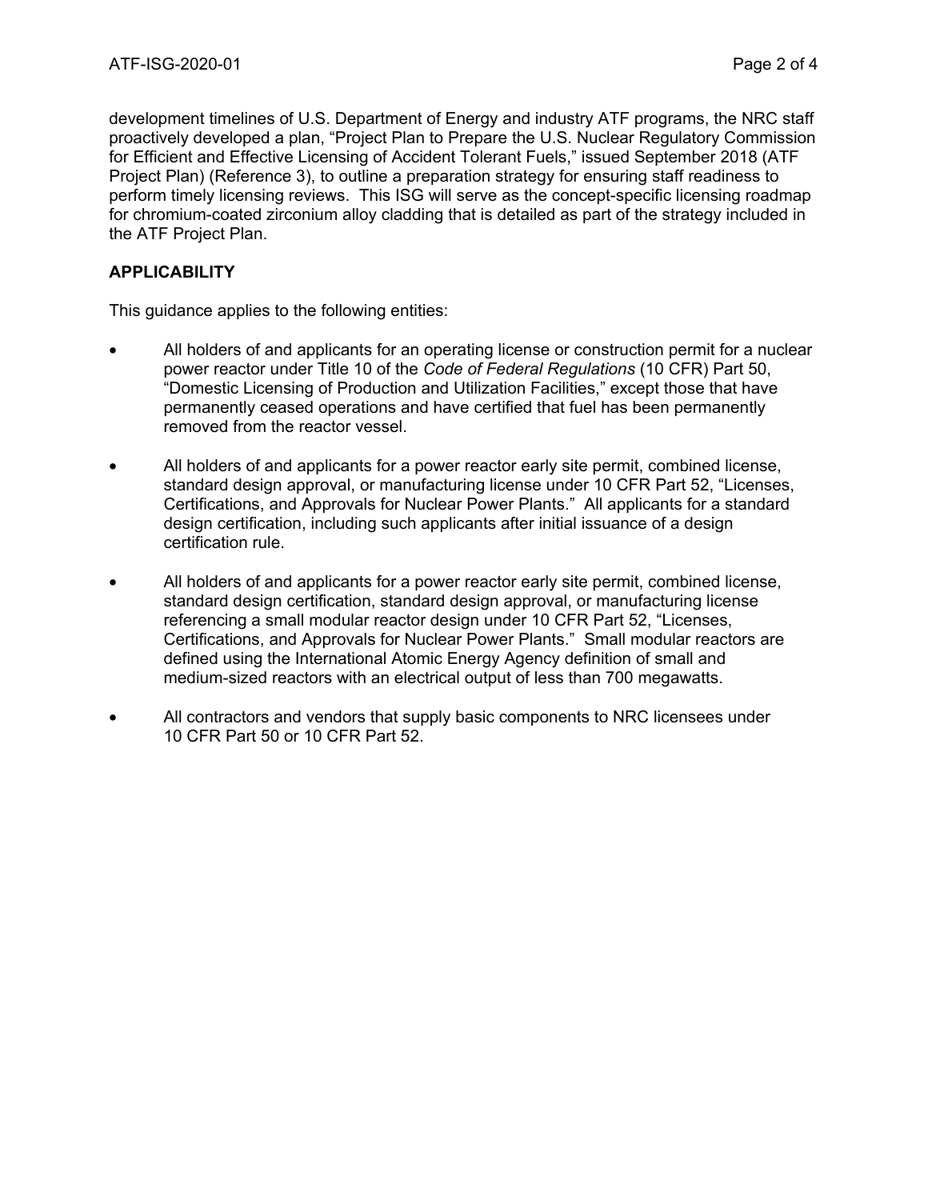development timelines of U.S. Department of Energy and industry ATF programs, the NRC staff proactively developed a plan, "Project Plan to Prepare the U.S. Nuclear Regulatory Commission for Efficient and Effective Licensing of Accident Tolerant Fuels," issued September 2018 (ATF Project Plan) (Reference 3), to outline a preparation strategy for ensuring staff readiness to perform timely licensing reviews. This ISG will serve as the concept-specific licensing roadmap for chromium-coated zirconium alloy cladding that is detailed as part of the strategy included in the ATF Project Plan.

## APPLICABILITY

This guidance applies to the following entities:

- All holders of and applicants for an operating license or construction permit for a nuclear power reactor under Title 10 of the *Code of Federal Regulations* (10 CFR) Part 50, "Domestic Licensing of Production and Utilization Facilities," except those that have permanently ceased operations and have certified that fuel has been permanently removed from the reactor vessel.

- All holders of and applicants for a power reactor early site permit, combined license, standard design approval, or manufacturing license under 10 CFR Part 52, "Licenses, Certifications, and Approvals for Nuclear Power Plants." All applicants for a standard design certification, including such applicants after initial issuance of a design certification rule.

- All holders of and applicants for a power reactor early site permit, combined license, standard design certification, standard design approval, or manufacturing license referencing a small modular reactor design under 10 CFR Part 52, "Licenses, Certifications, and Approvals for Nuclear Power Plants." Small modular reactors are defined using the International Atomic Energy Agency definition of small and medium-sized reactors with an electrical output of less than 700 megawatts.

- All contractors and vendors that supply basic components to NRC licensees under 10 CFR Part 50 or 10 CFR Part 52.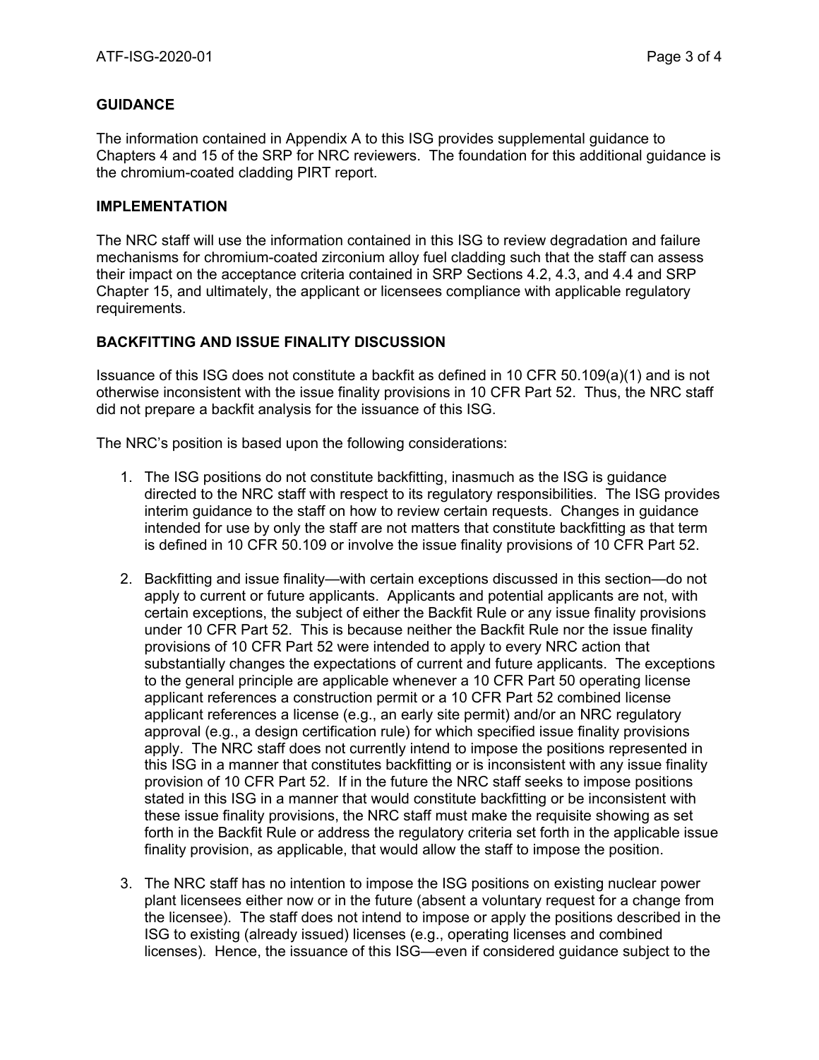## GUIDANCE

The information contained in Appendix A to this ISG provides supplemental guidance to Chapters 4 and 15 of the SRP for NRC reviewers. The foundation for this additional guidance is the chromium-coated cladding PIRT report.

## IMPLEMENTATION

The NRC staff will use the information contained in this ISG to review degradation and failure mechanisms for chromium-coated zirconium alloy fuel cladding such that the staff can assess their impact on the acceptance criteria contained in SRP Sections 4.2, 4.3, and 4.4 and SRP Chapter 15, and ultimately, the applicant or licensees compliance with applicable regulatory requirements.

## BACKFITTING AND ISSUE FINALITY DISCUSSION

Issuance of this ISG does not constitute a backfit as defined in 10 CFR 50.109(a)(1) and is not otherwise inconsistent with the issue finality provisions in 10 CFR Part 52. Thus, the NRC staff did not prepare a backfit analysis for the issuance of this ISG.

The NRC's position is based upon the following considerations:

1. The ISG positions do not constitute backfitting, inasmuch as the ISG is guidance directed to the NRC staff with respect to its regulatory responsibilities. The ISG provides interim guidance to the staff on how to review certain requests. Changes in guidance intended for use by only the staff are not matters that constitute backfitting as that term is defined in 10 CFR 50.109 or involve the issue finality provisions of 10 CFR Part 52.

2. Backfitting and issue finality—with certain exceptions discussed in this section—do not apply to current or future applicants. Applicants and potential applicants are not, with certain exceptions, the subject of either the Backfit Rule or any issue finality provisions under 10 CFR Part 52. This is because neither the Backfit Rule nor the issue finality provisions of 10 CFR Part 52 were intended to apply to every NRC action that substantially changes the expectations of current and future applicants. The exceptions to the general principle are applicable whenever a 10 CFR Part 50 operating license applicant references a construction permit or a 10 CFR Part 52 combined license applicant references a license (e.g., an early site permit) and/or an NRC regulatory approval (e.g., a design certification rule) for which specified issue finality provisions apply. The NRC staff does not currently intend to impose the positions represented in this ISG in a manner that constitutes backfitting or is inconsistent with any issue finality provision of 10 CFR Part 52. If in the future the NRC staff seeks to impose positions stated in this ISG in a manner that would constitute backfitting or be inconsistent with these issue finality provisions, the NRC staff must make the requisite showing as set forth in the Backfit Rule or address the regulatory criteria set forth in the applicable issue finality provision, as applicable, that would allow the staff to impose the position.

3. The NRC staff has no intention to impose the ISG positions on existing nuclear power plant licensees either now or in the future (absent a voluntary request for a change from the licensee). The staff does not intend to impose or apply the positions described in the ISG to existing (already issued) licenses (e.g., operating licenses and combined licenses). Hence, the issuance of this ISG—even if considered guidance subject to the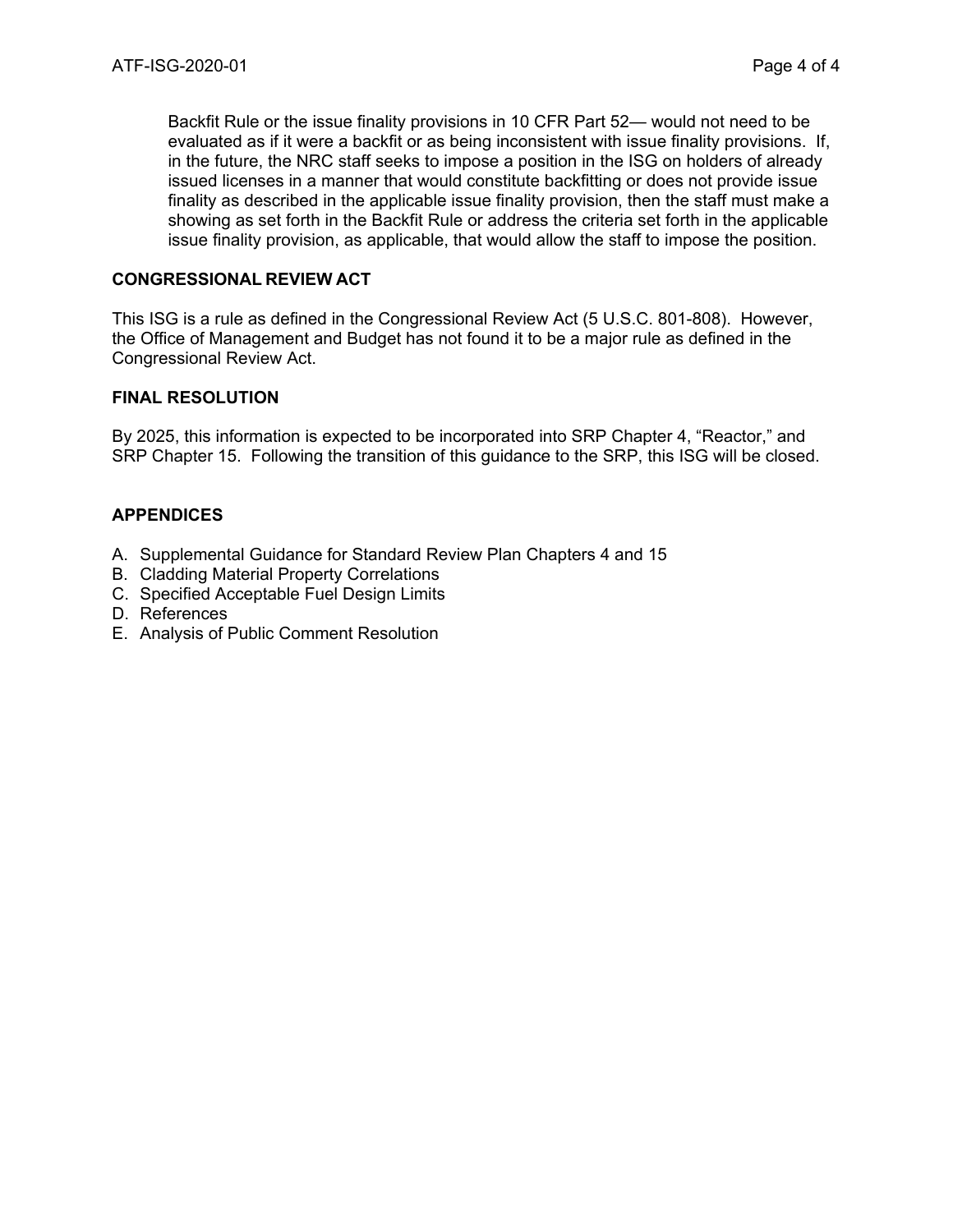Backfit Rule or the issue finality provisions in 10 CFR Part 52— would not need to be evaluated as if it were a backfit or as being inconsistent with issue finality provisions. If, in the future, the NRC staff seeks to impose a position in the ISG on holders of already issued licenses in a manner that would constitute backfitting or does not provide issue finality as described in the applicable issue finality provision, then the staff must make a showing as set forth in the Backfit Rule or address the criteria set forth in the applicable issue finality provision, as applicable, that would allow the staff to impose the position.

## CONGRESSIONAL REVIEW ACT

This ISG is a rule as defined in the Congressional Review Act (5 U.S.C. 801-808). However, the Office of Management and Budget has not found it to be a major rule as defined in the Congressional Review Act.

## FINAL RESOLUTION

By 2025, this information is expected to be incorporated into SRP Chapter 4, "Reactor," and SRP Chapter 15. Following the transition of this guidance to the SRP, this ISG will be closed.

## APPENDICES

A. Supplemental Guidance for Standard Review Plan Chapters 4 and 15
B. Cladding Material Property Correlations
C. Specified Acceptable Fuel Design Limits
D. References
E. Analysis of Public Comment Resolution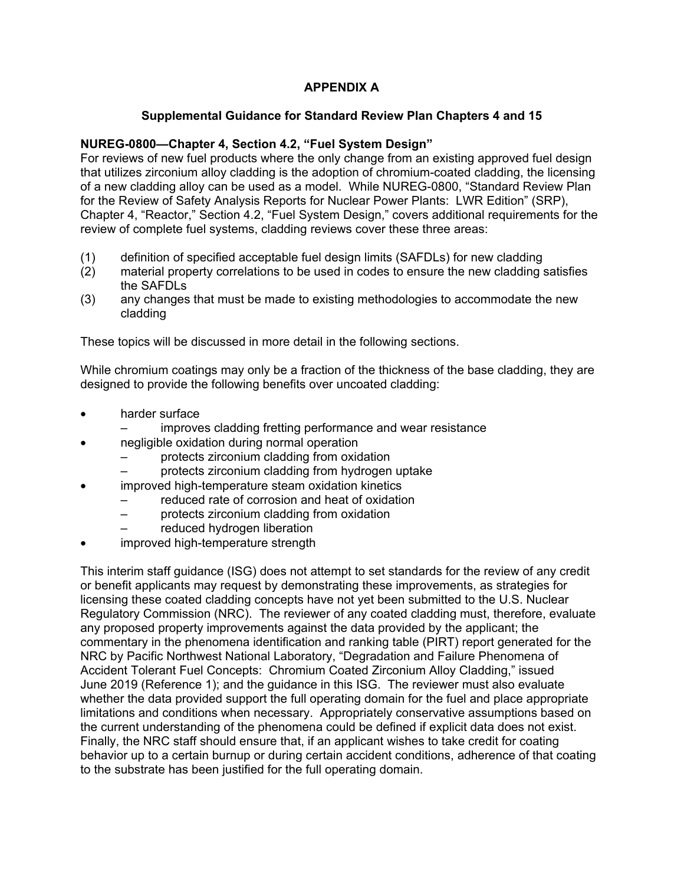# APPENDIX A

## Supplemental Guidance for Standard Review Plan Chapters 4 and 15

**NUREG-0800—Chapter 4, Section 4.2, "Fuel System Design"**

For reviews of new fuel products where the only change from an existing approved fuel design that utilizes zirconium alloy cladding is the adoption of chromium-coated cladding, the licensing of a new cladding alloy can be used as a model. While NUREG-0800, "Standard Review Plan for the Review of Safety Analysis Reports for Nuclear Power Plants: LWR Edition" (SRP), Chapter 4, "Reactor," Section 4.2, "Fuel System Design," covers additional requirements for the review of complete fuel systems, cladding reviews cover these three areas:

(1) definition of specified acceptable fuel design limits (SAFDLs) for new cladding
(2) material property correlations to be used in codes to ensure the new cladding satisfies the SAFDLs
(3) any changes that must be made to existing methodologies to accommodate the new cladding

These topics will be discussed in more detail in the following sections.

While chromium coatings may only be a fraction of the thickness of the base cladding, they are designed to provide the following benefits over uncoated cladding:

- harder surface
  - improves cladding fretting performance and wear resistance
- negligible oxidation during normal operation
  - protects zirconium cladding from oxidation
  - protects zirconium cladding from hydrogen uptake
- improved high-temperature steam oxidation kinetics
  - reduced rate of corrosion and heat of oxidation
  - protects zirconium cladding from oxidation
  - reduced hydrogen liberation
- improved high-temperature strength

This interim staff guidance (ISG) does not attempt to set standards for the review of any credit or benefit applicants may request by demonstrating these improvements, as strategies for licensing these coated cladding concepts have not yet been submitted to the U.S. Nuclear Regulatory Commission (NRC). The reviewer of any coated cladding must, therefore, evaluate any proposed property improvements against the data provided by the applicant; the commentary in the phenomena identification and ranking table (PIRT) report generated for the NRC by Pacific Northwest National Laboratory, "Degradation and Failure Phenomena of Accident Tolerant Fuel Concepts: Chromium Coated Zirconium Alloy Cladding," issued June 2019 (Reference 1); and the guidance in this ISG. The reviewer must also evaluate whether the data provided support the full operating domain for the fuel and place appropriate limitations and conditions when necessary. Appropriately conservative assumptions based on the current understanding of the phenomena could be defined if explicit data does not exist. Finally, the NRC staff should ensure that, if an applicant wishes to take credit for coating behavior up to a certain burnup or during certain accident conditions, adherence of that coating to the substrate has been justified for the full operating domain.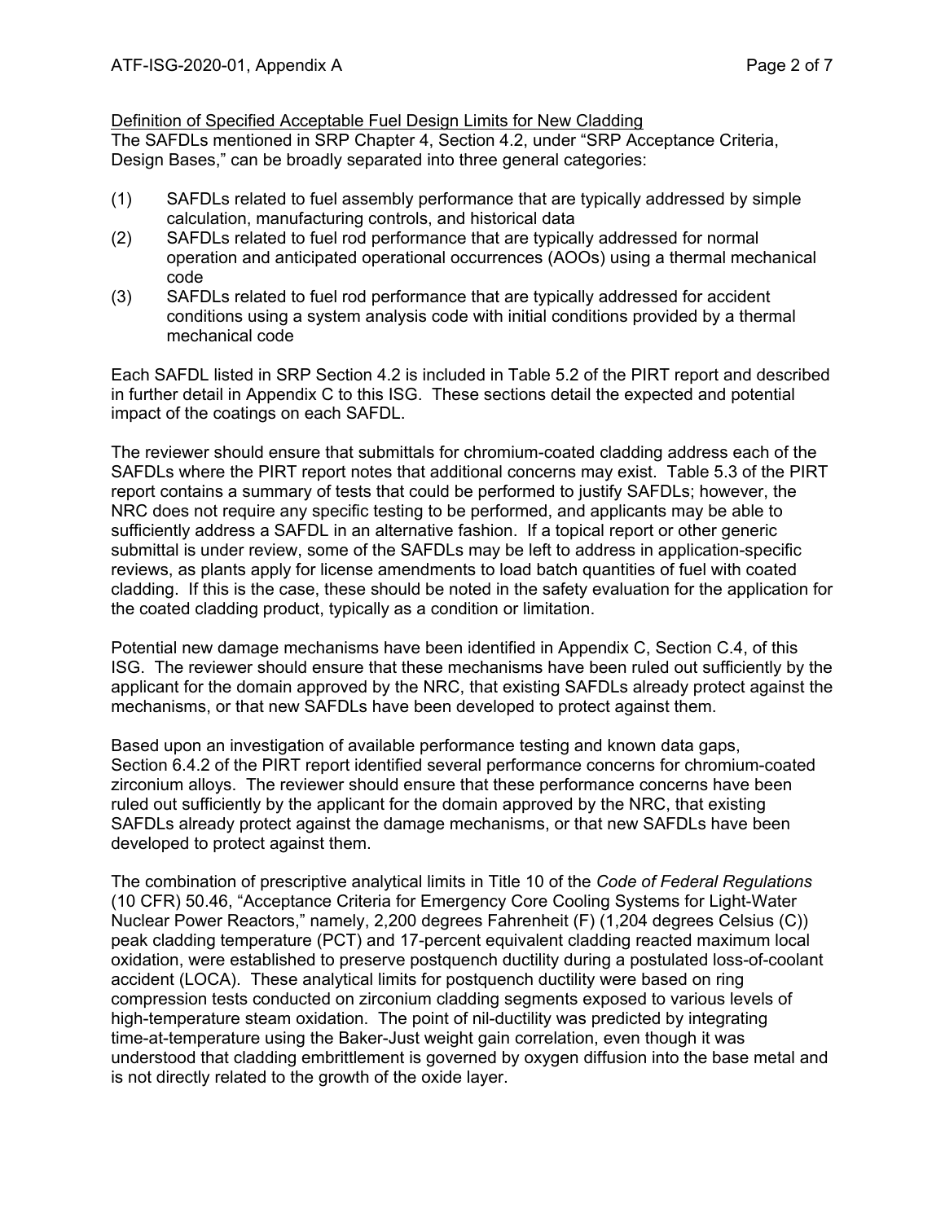Definition of Specified Acceptable Fuel Design Limits for New Cladding

The SAFDLs mentioned in SRP Chapter 4, Section 4.2, under “SRP Acceptance Criteria, Design Bases,” can be broadly separated into three general categories:

(1) SAFDLs related to fuel assembly performance that are typically addressed by simple calculation, manufacturing controls, and historical data

(2) SAFDLs related to fuel rod performance that are typically addressed for normal operation and anticipated operational occurrences (AOOs) using a thermal mechanical code

(3) SAFDLs related to fuel rod performance that are typically addressed for accident conditions using a system analysis code with initial conditions provided by a thermal mechanical code

Each SAFDL listed in SRP Section 4.2 is included in Table 5.2 of the PIRT report and described in further detail in Appendix C to this ISG. These sections detail the expected and potential impact of the coatings on each SAFDL.

The reviewer should ensure that submittals for chromium-coated cladding address each of the SAFDLs where the PIRT report notes that additional concerns may exist. Table 5.3 of the PIRT report contains a summary of tests that could be performed to justify SAFDLs; however, the NRC does not require any specific testing to be performed, and applicants may be able to sufficiently address a SAFDL in an alternative fashion. If a topical report or other generic submittal is under review, some of the SAFDLs may be left to address in application-specific reviews, as plants apply for license amendments to load batch quantities of fuel with coated cladding. If this is the case, these should be noted in the safety evaluation for the application for the coated cladding product, typically as a condition or limitation.

Potential new damage mechanisms have been identified in Appendix C, Section C.4, of this ISG. The reviewer should ensure that these mechanisms have been ruled out sufficiently by the applicant for the domain approved by the NRC, that existing SAFDLs already protect against the mechanisms, or that new SAFDLs have been developed to protect against them.

Based upon an investigation of available performance testing and known data gaps, Section 6.4.2 of the PIRT report identified several performance concerns for chromium-coated zirconium alloys. The reviewer should ensure that these performance concerns have been ruled out sufficiently by the applicant for the domain approved by the NRC, that existing SAFDLs already protect against the damage mechanisms, or that new SAFDLs have been developed to protect against them.

The combination of prescriptive analytical limits in Title 10 of the *Code of Federal Regulations* (10 CFR) 50.46, “Acceptance Criteria for Emergency Core Cooling Systems for Light-Water Nuclear Power Reactors,” namely, 2,200 degrees Fahrenheit (F) (1,204 degrees Celsius (C)) peak cladding temperature (PCT) and 17-percent equivalent cladding reacted maximum local oxidation, were established to preserve postquench ductility during a postulated loss-of-coolant accident (LOCA). These analytical limits for postquench ductility were based on ring compression tests conducted on zirconium cladding segments exposed to various levels of high-temperature steam oxidation. The point of nil-ductility was predicted by integrating time-at-temperature using the Baker-Just weight gain correlation, even though it was understood that cladding embrittlement is governed by oxygen diffusion into the base metal and is not directly related to the growth of the oxide layer.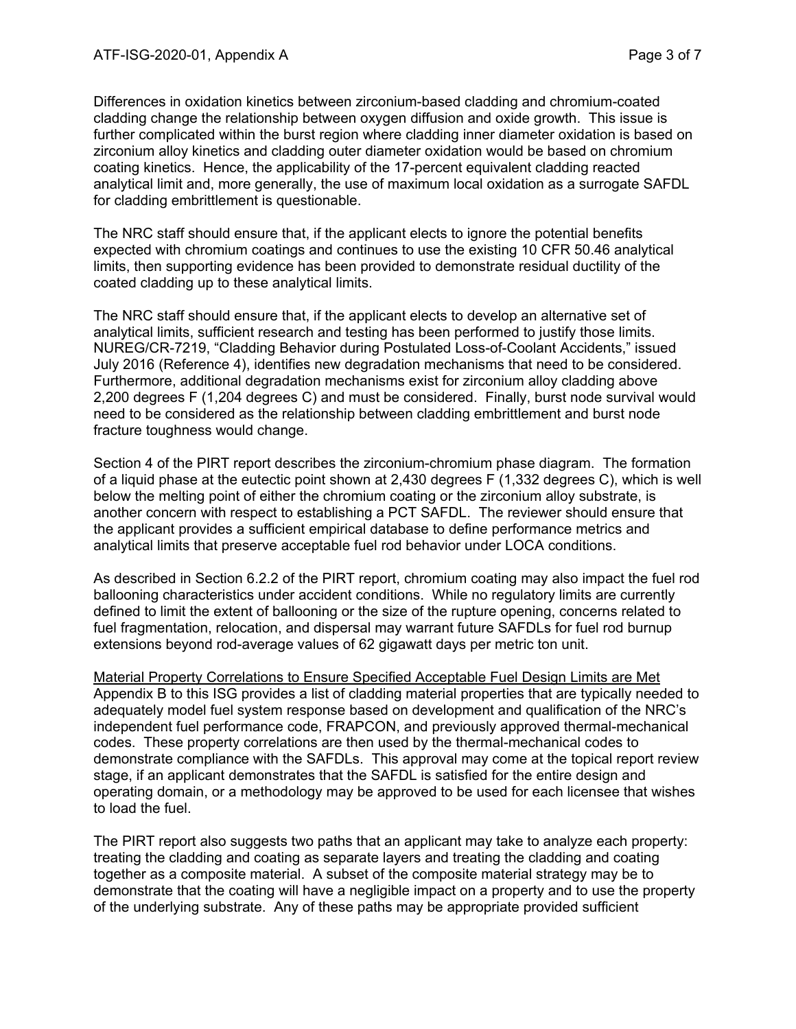Differences in oxidation kinetics between zirconium-based cladding and chromium-coated cladding change the relationship between oxygen diffusion and oxide growth. This issue is further complicated within the burst region where cladding inner diameter oxidation is based on zirconium alloy kinetics and cladding outer diameter oxidation would be based on chromium coating kinetics. Hence, the applicability of the 17-percent equivalent cladding reacted analytical limit and, more generally, the use of maximum local oxidation as a surrogate SAFDL for cladding embrittlement is questionable.

The NRC staff should ensure that, if the applicant elects to ignore the potential benefits expected with chromium coatings and continues to use the existing 10 CFR 50.46 analytical limits, then supporting evidence has been provided to demonstrate residual ductility of the coated cladding up to these analytical limits.

The NRC staff should ensure that, if the applicant elects to develop an alternative set of analytical limits, sufficient research and testing has been performed to justify those limits. NUREG/CR-7219, "Cladding Behavior during Postulated Loss-of-Coolant Accidents," issued July 2016 (Reference 4), identifies new degradation mechanisms that need to be considered. Furthermore, additional degradation mechanisms exist for zirconium alloy cladding above 2,200 degrees F (1,204 degrees C) and must be considered. Finally, burst node survival would need to be considered as the relationship between cladding embrittlement and burst node fracture toughness would change.

Section 4 of the PIRT report describes the zirconium-chromium phase diagram. The formation of a liquid phase at the eutectic point shown at 2,430 degrees F (1,332 degrees C), which is well below the melting point of either the chromium coating or the zirconium alloy substrate, is another concern with respect to establishing a PCT SAFDL. The reviewer should ensure that the applicant provides a sufficient empirical database to define performance metrics and analytical limits that preserve acceptable fuel rod behavior under LOCA conditions.

As described in Section 6.2.2 of the PIRT report, chromium coating may also impact the fuel rod ballooning characteristics under accident conditions. While no regulatory limits are currently defined to limit the extent of ballooning or the size of the rupture opening, concerns related to fuel fragmentation, relocation, and dispersal may warrant future SAFDLs for fuel rod burnup extensions beyond rod-average values of 62 gigawatt days per metric ton unit.

<u>Material Property Correlations to Ensure Specified Acceptable Fuel Design Limits are Met</u>
Appendix B to this ISG provides a list of cladding material properties that are typically needed to adequately model fuel system response based on development and qualification of the NRC's independent fuel performance code, FRAPCON, and previously approved thermal-mechanical codes. These property correlations are then used by the thermal-mechanical codes to demonstrate compliance with the SAFDLs. This approval may come at the topical report review stage, if an applicant demonstrates that the SAFDL is satisfied for the entire design and operating domain, or a methodology may be approved to be used for each licensee that wishes to load the fuel.

The PIRT report also suggests two paths that an applicant may take to analyze each property: treating the cladding and coating as separate layers and treating the cladding and coating together as a composite material. A subset of the composite material strategy may be to demonstrate that the coating will have a negligible impact on a property and to use the property of the underlying substrate. Any of these paths may be appropriate provided sufficient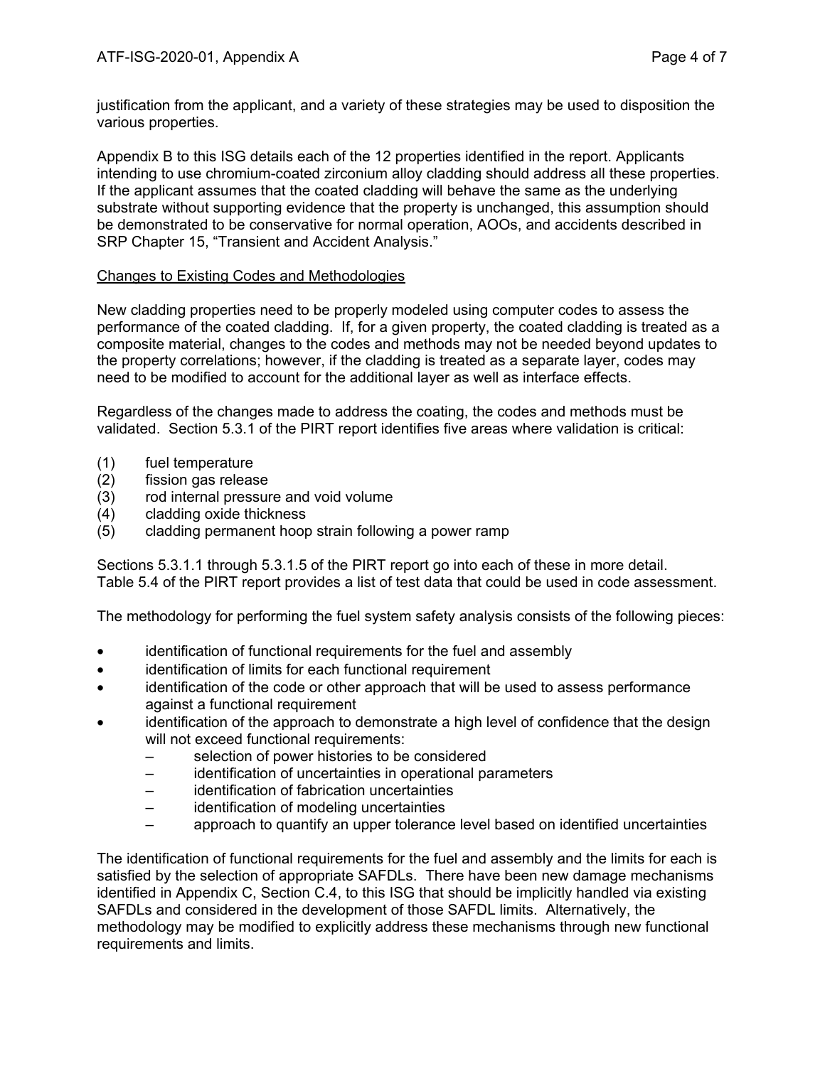justification from the applicant, and a variety of these strategies may be used to disposition the various properties.

Appendix B to this ISG details each of the 12 properties identified in the report. Applicants intending to use chromium-coated zirconium alloy cladding should address all these properties. If the applicant assumes that the coated cladding will behave the same as the underlying substrate without supporting evidence that the property is unchanged, this assumption should be demonstrated to be conservative for normal operation, AOOs, and accidents described in SRP Chapter 15, "Transient and Accident Analysis."

## Changes to Existing Codes and Methodologies

New cladding properties need to be properly modeled using computer codes to assess the performance of the coated cladding. If, for a given property, the coated cladding is treated as a composite material, changes to the codes and methods may not be needed beyond updates to the property correlations; however, if the cladding is treated as a separate layer, codes may need to be modified to account for the additional layer as well as interface effects.

Regardless of the changes made to address the coating, the codes and methods must be validated. Section 5.3.1 of the PIRT report identifies five areas where validation is critical:

(1) fuel temperature
(2) fission gas release
(3) rod internal pressure and void volume
(4) cladding oxide thickness
(5) cladding permanent hoop strain following a power ramp

Sections 5.3.1.1 through 5.3.1.5 of the PIRT report go into each of these in more detail. Table 5.4 of the PIRT report provides a list of test data that could be used in code assessment.

The methodology for performing the fuel system safety analysis consists of the following pieces:

- identification of functional requirements for the fuel and assembly
- identification of limits for each functional requirement
- identification of the code or other approach that will be used to assess performance against a functional requirement
- identification of the approach to demonstrate a high level of confidence that the design will not exceed functional requirements:
  - selection of power histories to be considered
  - identification of uncertainties in operational parameters
  - identification of fabrication uncertainties
  - identification of modeling uncertainties
  - approach to quantify an upper tolerance level based on identified uncertainties

The identification of functional requirements for the fuel and assembly and the limits for each is satisfied by the selection of appropriate SAFDLs. There have been new damage mechanisms identified in Appendix C, Section C.4, to this ISG that should be implicitly handled via existing SAFDLs and considered in the development of those SAFDL limits. Alternatively, the methodology may be modified to explicitly address these mechanisms through new functional requirements and limits.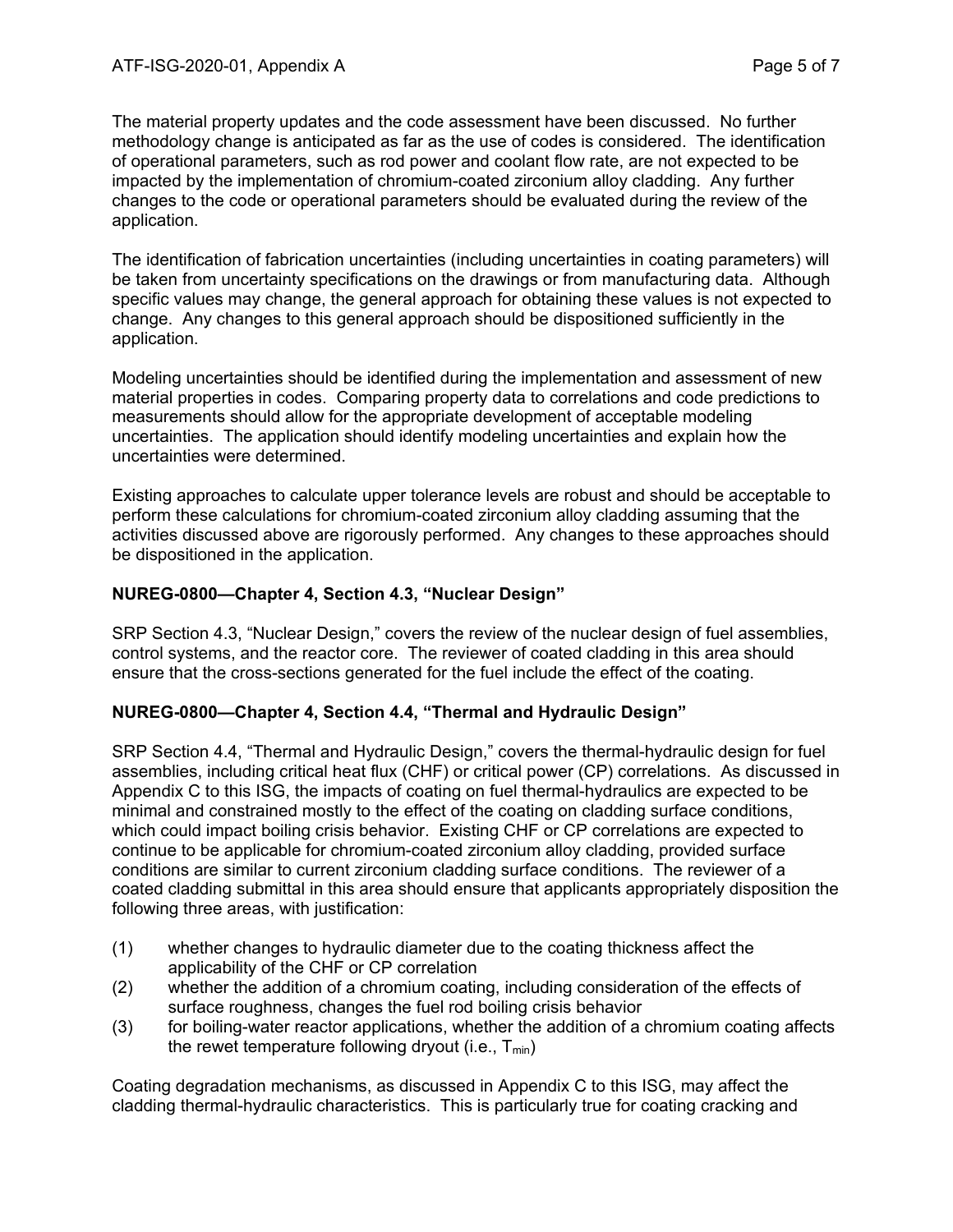The material property updates and the code assessment have been discussed. No further methodology change is anticipated as far as the use of codes is considered. The identification of operational parameters, such as rod power and coolant flow rate, are not expected to be impacted by the implementation of chromium-coated zirconium alloy cladding. Any further changes to the code or operational parameters should be evaluated during the review of the application.

The identification of fabrication uncertainties (including uncertainties in coating parameters) will be taken from uncertainty specifications on the drawings or from manufacturing data. Although specific values may change, the general approach for obtaining these values is not expected to change. Any changes to this general approach should be dispositioned sufficiently in the application.

Modeling uncertainties should be identified during the implementation and assessment of new material properties in codes. Comparing property data to correlations and code predictions to measurements should allow for the appropriate development of acceptable modeling uncertainties. The application should identify modeling uncertainties and explain how the uncertainties were determined.

Existing approaches to calculate upper tolerance levels are robust and should be acceptable to perform these calculations for chromium-coated zirconium alloy cladding assuming that the activities discussed above are rigorously performed. Any changes to these approaches should be dispositioned in the application.

**NUREG-0800—Chapter 4, Section 4.3, "Nuclear Design"**

SRP Section 4.3, "Nuclear Design," covers the review of the nuclear design of fuel assemblies, control systems, and the reactor core. The reviewer of coated cladding in this area should ensure that the cross-sections generated for the fuel include the effect of the coating.

**NUREG-0800—Chapter 4, Section 4.4, "Thermal and Hydraulic Design"**

SRP Section 4.4, "Thermal and Hydraulic Design," covers the thermal-hydraulic design for fuel assemblies, including critical heat flux (CHF) or critical power (CP) correlations. As discussed in Appendix C to this ISG, the impacts of coating on fuel thermal-hydraulics are expected to be minimal and constrained mostly to the effect of the coating on cladding surface conditions, which could impact boiling crisis behavior. Existing CHF or CP correlations are expected to continue to be applicable for chromium-coated zirconium alloy cladding, provided surface conditions are similar to current zirconium cladding surface conditions. The reviewer of a coated cladding submittal in this area should ensure that applicants appropriately disposition the following three areas, with justification:

(1) whether changes to hydraulic diameter due to the coating thickness affect the applicability of the CHF or CP correlation

(2) whether the addition of a chromium coating, including consideration of the effects of surface roughness, changes the fuel rod boiling crisis behavior

(3) for boiling-water reactor applications, whether the addition of a chromium coating affects the rewet temperature following dryout (i.e., $T_{min}$)

Coating degradation mechanisms, as discussed in Appendix C to this ISG, may affect the cladding thermal-hydraulic characteristics. This is particularly true for coating cracking and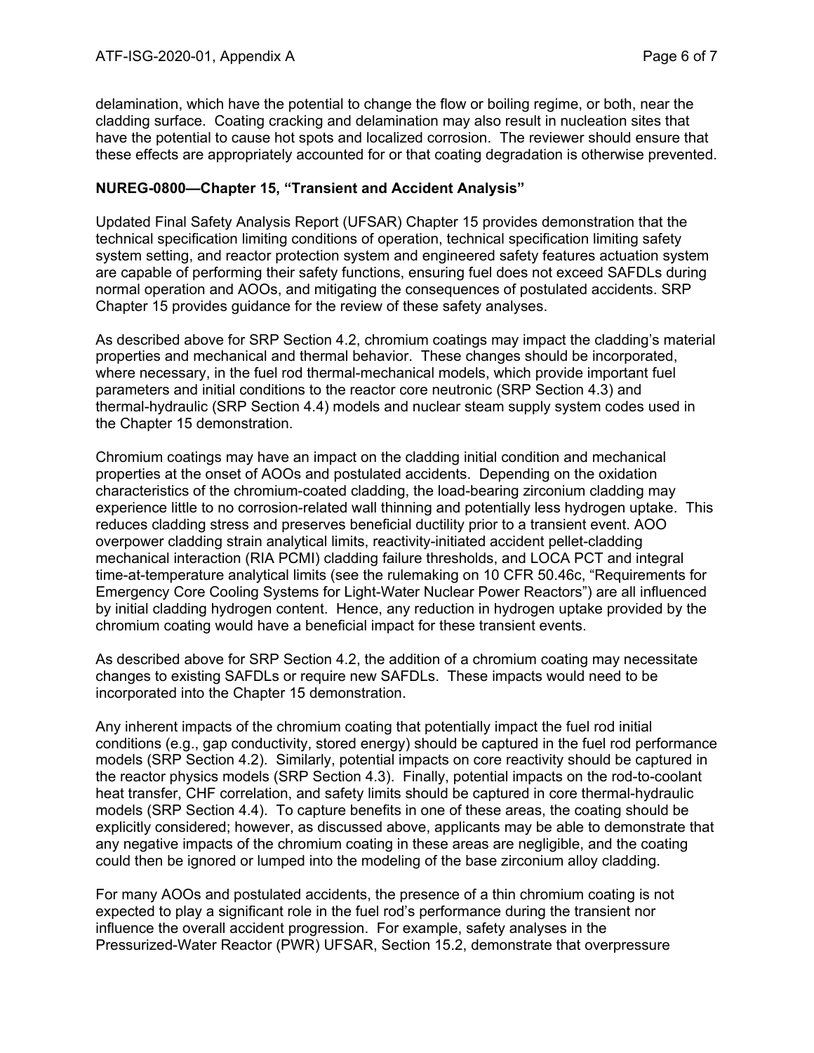delamination, which have the potential to change the flow or boiling regime, or both, near the cladding surface. Coating cracking and delamination may also result in nucleation sites that have the potential to cause hot spots and localized corrosion. The reviewer should ensure that these effects are appropriately accounted for or that coating degradation is otherwise prevented.

**NUREG-0800—Chapter 15, "Transient and Accident Analysis"**

Updated Final Safety Analysis Report (UFSAR) Chapter 15 provides demonstration that the technical specification limiting conditions of operation, technical specification limiting safety system setting, and reactor protection system and engineered safety features actuation system are capable of performing their safety functions, ensuring fuel does not exceed SAFDLs during normal operation and AOOs, and mitigating the consequences of postulated accidents. SRP Chapter 15 provides guidance for the review of these safety analyses.

As described above for SRP Section 4.2, chromium coatings may impact the cladding's material properties and mechanical and thermal behavior. These changes should be incorporated, where necessary, in the fuel rod thermal-mechanical models, which provide important fuel parameters and initial conditions to the reactor core neutronic (SRP Section 4.3) and thermal-hydraulic (SRP Section 4.4) models and nuclear steam supply system codes used in the Chapter 15 demonstration.

Chromium coatings may have an impact on the cladding initial condition and mechanical properties at the onset of AOOs and postulated accidents. Depending on the oxidation characteristics of the chromium-coated cladding, the load-bearing zirconium cladding may experience little to no corrosion-related wall thinning and potentially less hydrogen uptake. This reduces cladding stress and preserves beneficial ductility prior to a transient event. AOO overpower cladding strain analytical limits, reactivity-initiated accident pellet-cladding mechanical interaction (RIA PCMI) cladding failure thresholds, and LOCA PCT and integral time-at-temperature analytical limits (see the rulemaking on 10 CFR 50.46c, "Requirements for Emergency Core Cooling Systems for Light-Water Nuclear Power Reactors") are all influenced by initial cladding hydrogen content. Hence, any reduction in hydrogen uptake provided by the chromium coating would have a beneficial impact for these transient events.

As described above for SRP Section 4.2, the addition of a chromium coating may necessitate changes to existing SAFDLs or require new SAFDLs. These impacts would need to be incorporated into the Chapter 15 demonstration.

Any inherent impacts of the chromium coating that potentially impact the fuel rod initial conditions (e.g., gap conductivity, stored energy) should be captured in the fuel rod performance models (SRP Section 4.2). Similarly, potential impacts on core reactivity should be captured in the reactor physics models (SRP Section 4.3). Finally, potential impacts on the rod-to-coolant heat transfer, CHF correlation, and safety limits should be captured in core thermal-hydraulic models (SRP Section 4.4). To capture benefits in one of these areas, the coating should be explicitly considered; however, as discussed above, applicants may be able to demonstrate that any negative impacts of the chromium coating in these areas are negligible, and the coating could then be ignored or lumped into the modeling of the base zirconium alloy cladding.

For many AOOs and postulated accidents, the presence of a thin chromium coating is not expected to play a significant role in the fuel rod's performance during the transient nor influence the overall accident progression. For example, safety analyses in the Pressurized-Water Reactor (PWR) UFSAR, Section 15.2, demonstrate that overpressure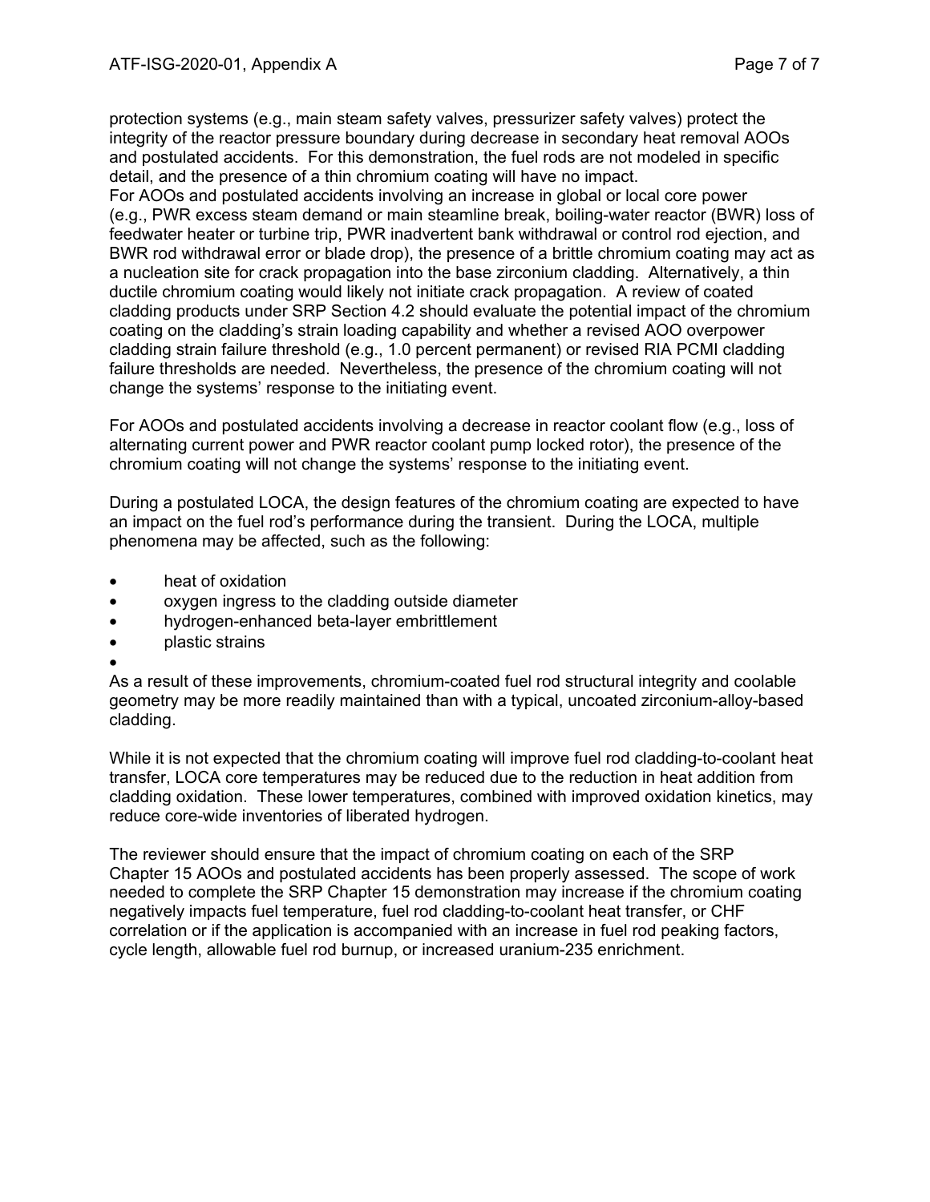protection systems (e.g., main steam safety valves, pressurizer safety valves) protect the integrity of the reactor pressure boundary during decrease in secondary heat removal AOOs and postulated accidents. For this demonstration, the fuel rods are not modeled in specific detail, and the presence of a thin chromium coating will have no impact.

For AOOs and postulated accidents involving an increase in global or local core power (e.g., PWR excess steam demand or main steamline break, boiling-water reactor (BWR) loss of feedwater heater or turbine trip, PWR inadvertent bank withdrawal or control rod ejection, and BWR rod withdrawal error or blade drop), the presence of a brittle chromium coating may act as a nucleation site for crack propagation into the base zirconium cladding. Alternatively, a thin ductile chromium coating would likely not initiate crack propagation. A review of coated cladding products under SRP Section 4.2 should evaluate the potential impact of the chromium coating on the cladding's strain loading capability and whether a revised AOO overpower cladding strain failure threshold (e.g., 1.0 percent permanent) or revised RIA PCMI cladding failure thresholds are needed. Nevertheless, the presence of the chromium coating will not change the systems' response to the initiating event.

For AOOs and postulated accidents involving a decrease in reactor coolant flow (e.g., loss of alternating current power and PWR reactor coolant pump locked rotor), the presence of the chromium coating will not change the systems' response to the initiating event.

During a postulated LOCA, the design features of the chromium coating are expected to have an impact on the fuel rod's performance during the transient. During the LOCA, multiple phenomena may be affected, such as the following:

- heat of oxidation
- oxygen ingress to the cladding outside diameter
- hydrogen-enhanced beta-layer embrittlement
- plastic strains
-

As a result of these improvements, chromium-coated fuel rod structural integrity and coolable geometry may be more readily maintained than with a typical, uncoated zirconium-alloy-based cladding.

While it is not expected that the chromium coating will improve fuel rod cladding-to-coolant heat transfer, LOCA core temperatures may be reduced due to the reduction in heat addition from cladding oxidation. These lower temperatures, combined with improved oxidation kinetics, may reduce core-wide inventories of liberated hydrogen.

The reviewer should ensure that the impact of chromium coating on each of the SRP Chapter 15 AOOs and postulated accidents has been properly assessed. The scope of work needed to complete the SRP Chapter 15 demonstration may increase if the chromium coating negatively impacts fuel temperature, fuel rod cladding-to-coolant heat transfer, or CHF correlation or if the application is accompanied with an increase in fuel rod peaking factors, cycle length, allowable fuel rod burnup, or increased uranium-235 enrichment.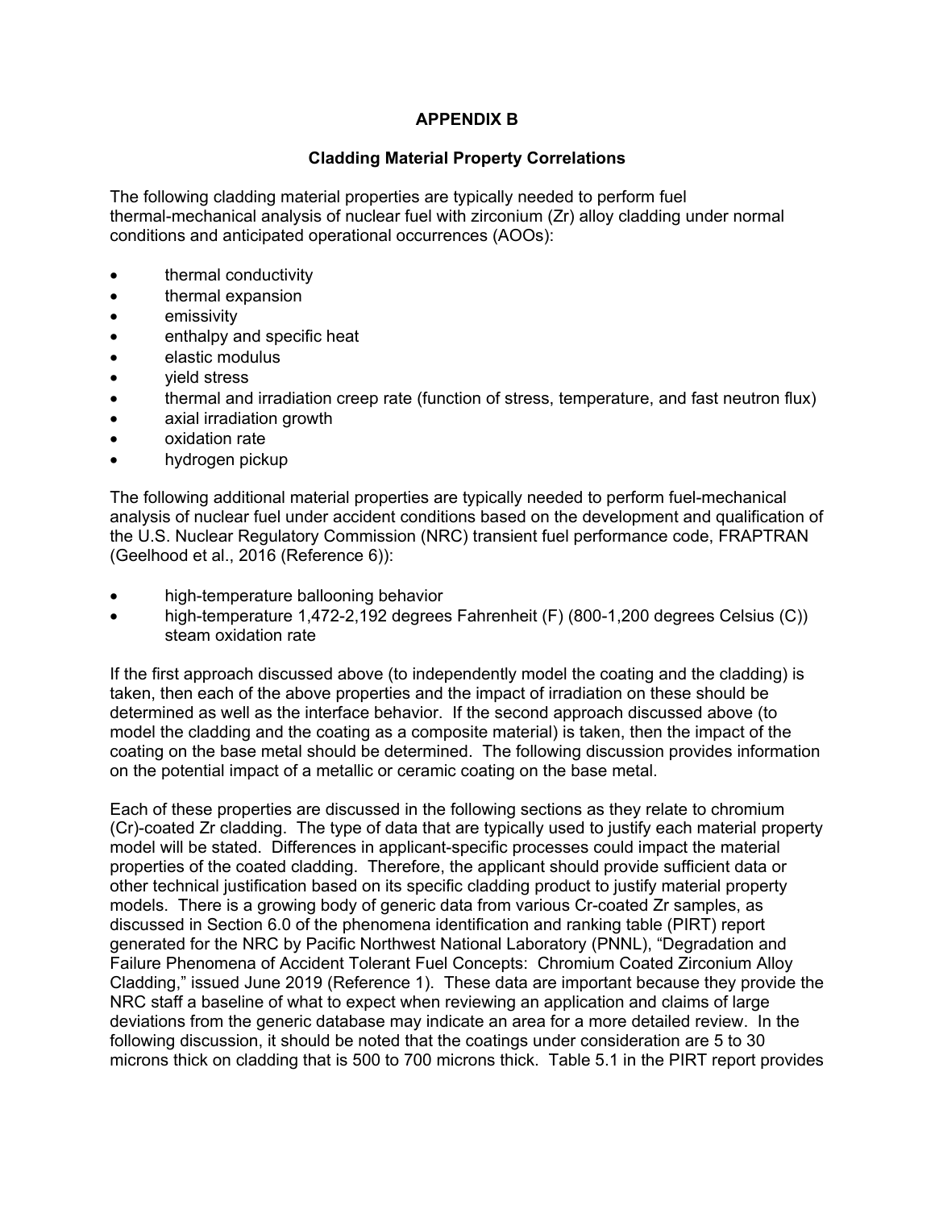# APPENDIX B

## Cladding Material Property Correlations

The following cladding material properties are typically needed to perform fuel thermal-mechanical analysis of nuclear fuel with zirconium (Zr) alloy cladding under normal conditions and anticipated operational occurrences (AOOs):

- thermal conductivity
- thermal expansion
- emissivity
- enthalpy and specific heat
- elastic modulus
- yield stress
- thermal and irradiation creep rate (function of stress, temperature, and fast neutron flux)
- axial irradiation growth
- oxidation rate
- hydrogen pickup

The following additional material properties are typically needed to perform fuel-mechanical analysis of nuclear fuel under accident conditions based on the development and qualification of the U.S. Nuclear Regulatory Commission (NRC) transient fuel performance code, FRAPTRAN (Geelhood et al., 2016 (Reference 6)):

- high-temperature ballooning behavior
- high-temperature 1,472-2,192 degrees Fahrenheit (F) (800-1,200 degrees Celsius (C)) steam oxidation rate

If the first approach discussed above (to independently model the coating and the cladding) is taken, then each of the above properties and the impact of irradiation on these should be determined as well as the interface behavior. If the second approach discussed above (to model the cladding and the coating as a composite material) is taken, then the impact of the coating on the base metal should be determined. The following discussion provides information on the potential impact of a metallic or ceramic coating on the base metal.

Each of these properties are discussed in the following sections as they relate to chromium (Cr)-coated Zr cladding. The type of data that are typically used to justify each material property model will be stated. Differences in applicant-specific processes could impact the material properties of the coated cladding. Therefore, the applicant should provide sufficient data or other technical justification based on its specific cladding product to justify material property models. There is a growing body of generic data from various Cr-coated Zr samples, as discussed in Section 6.0 of the phenomena identification and ranking table (PIRT) report generated for the NRC by Pacific Northwest National Laboratory (PNNL), "Degradation and Failure Phenomena of Accident Tolerant Fuel Concepts: Chromium Coated Zirconium Alloy Cladding," issued June 2019 (Reference 1). These data are important because they provide the NRC staff a baseline of what to expect when reviewing an application and claims of large deviations from the generic database may indicate an area for a more detailed review. In the following discussion, it should be noted that the coatings under consideration are 5 to 30 microns thick on cladding that is 500 to 700 microns thick. Table 5.1 in the PIRT report provides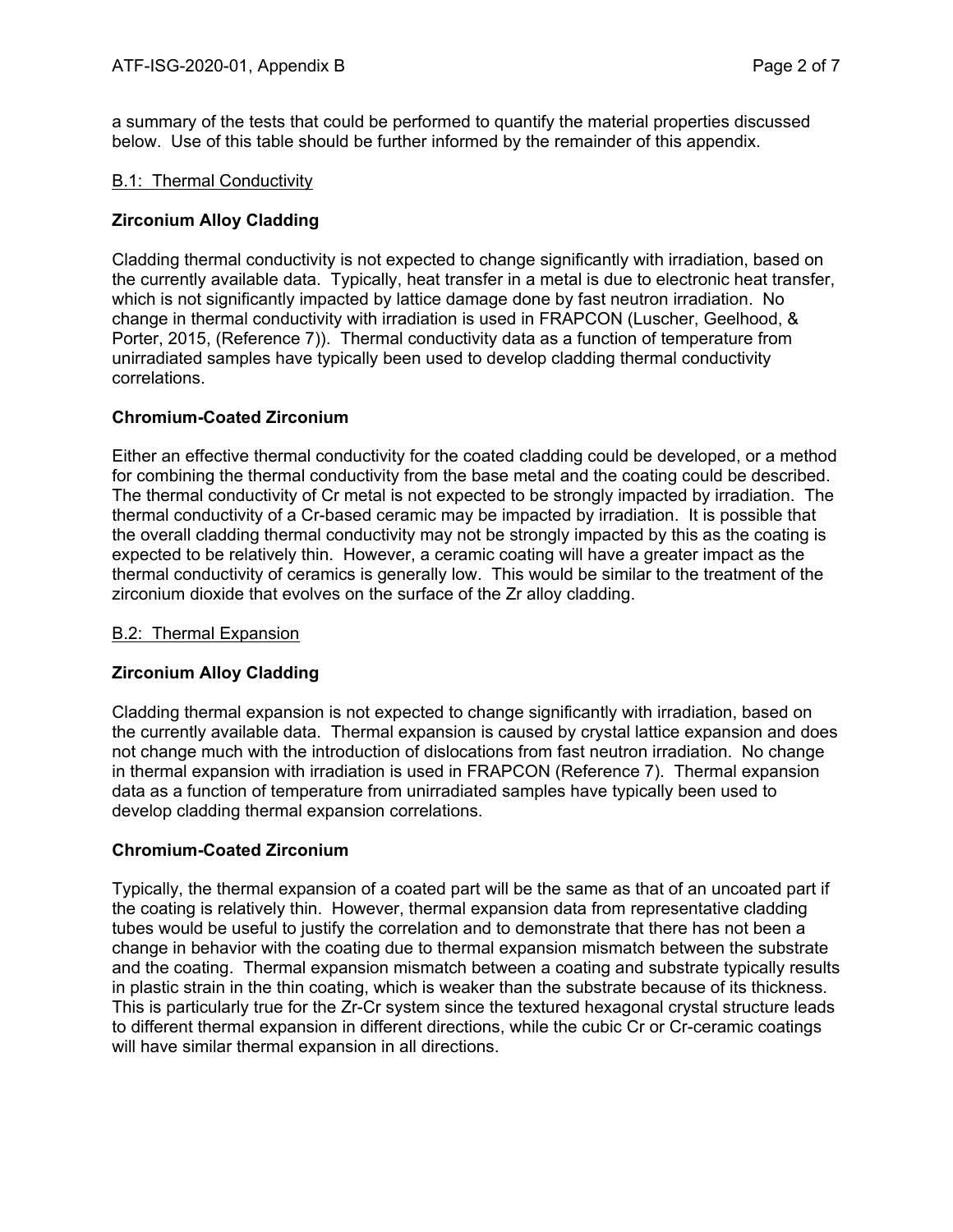a summary of the tests that could be performed to quantify the material properties discussed below. Use of this table should be further informed by the remainder of this appendix.

## B.1: Thermal Conductivity

### Zirconium Alloy Cladding

Cladding thermal conductivity is not expected to change significantly with irradiation, based on the currently available data. Typically, heat transfer in a metal is due to electronic heat transfer, which is not significantly impacted by lattice damage done by fast neutron irradiation. No change in thermal conductivity with irradiation is used in FRAPCON (Luscher, Geelhood, & Porter, 2015, (Reference 7)). Thermal conductivity data as a function of temperature from unirradiated samples have typically been used to develop cladding thermal conductivity correlations.

### Chromium-Coated Zirconium

Either an effective thermal conductivity for the coated cladding could be developed, or a method for combining the thermal conductivity from the base metal and the coating could be described. The thermal conductivity of Cr metal is not expected to be strongly impacted by irradiation. The thermal conductivity of a Cr-based ceramic may be impacted by irradiation. It is possible that the overall cladding thermal conductivity may not be strongly impacted by this as the coating is expected to be relatively thin. However, a ceramic coating will have a greater impact as the thermal conductivity of ceramics is generally low. This would be similar to the treatment of the zirconium dioxide that evolves on the surface of the Zr alloy cladding.

## B.2: Thermal Expansion

### Zirconium Alloy Cladding

Cladding thermal expansion is not expected to change significantly with irradiation, based on the currently available data. Thermal expansion is caused by crystal lattice expansion and does not change much with the introduction of dislocations from fast neutron irradiation. No change in thermal expansion with irradiation is used in FRAPCON (Reference 7). Thermal expansion data as a function of temperature from unirradiated samples have typically been used to develop cladding thermal expansion correlations.

### Chromium-Coated Zirconium

Typically, the thermal expansion of a coated part will be the same as that of an uncoated part if the coating is relatively thin. However, thermal expansion data from representative cladding tubes would be useful to justify the correlation and to demonstrate that there has not been a change in behavior with the coating due to thermal expansion mismatch between the substrate and the coating. Thermal expansion mismatch between a coating and substrate typically results in plastic strain in the thin coating, which is weaker than the substrate because of its thickness. This is particularly true for the Zr-Cr system since the textured hexagonal crystal structure leads to different thermal expansion in different directions, while the cubic Cr or Cr-ceramic coatings will have similar thermal expansion in all directions.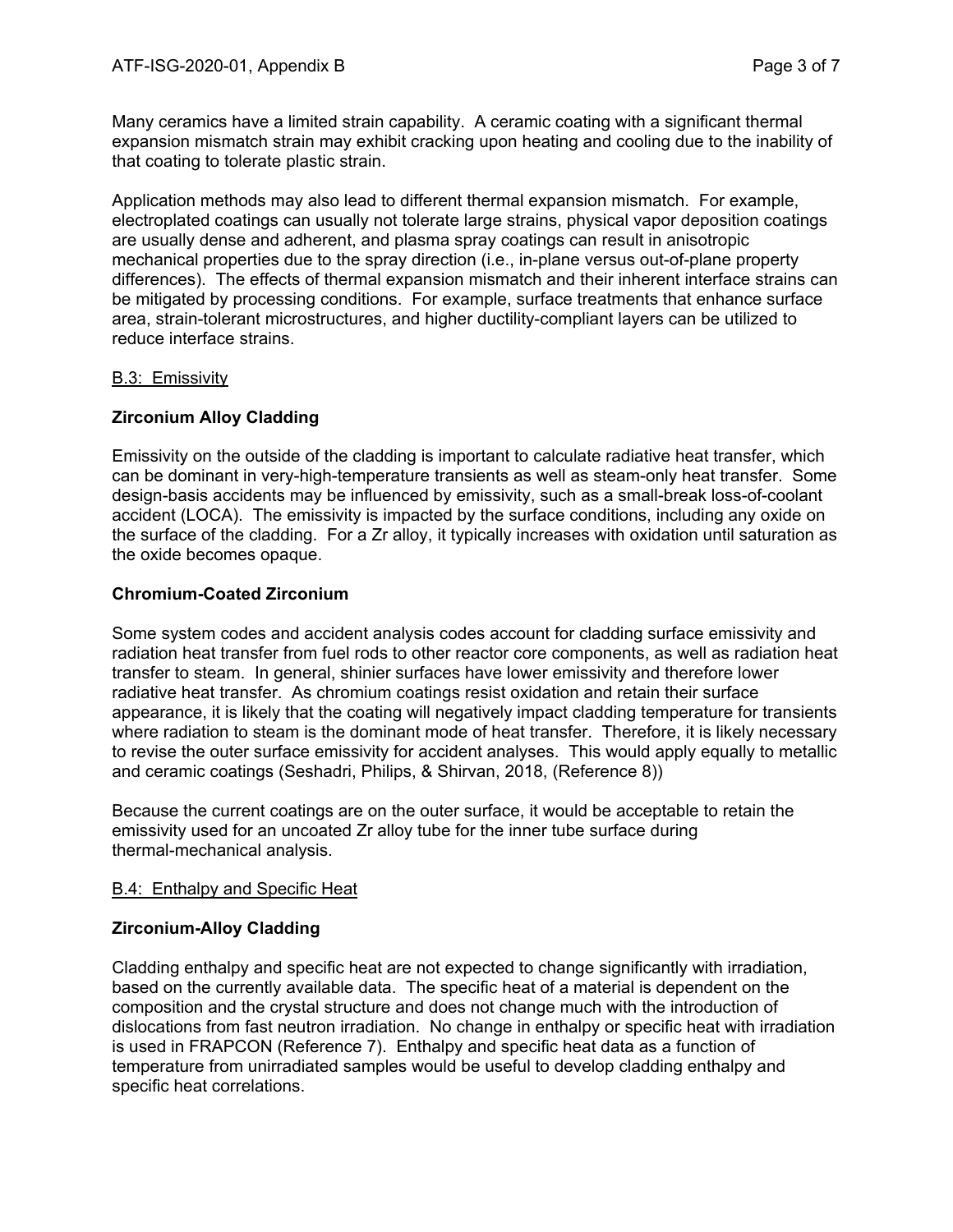Many ceramics have a limited strain capability. A ceramic coating with a significant thermal expansion mismatch strain may exhibit cracking upon heating and cooling due to the inability of that coating to tolerate plastic strain.

Application methods may also lead to different thermal expansion mismatch. For example, electroplated coatings can usually not tolerate large strains, physical vapor deposition coatings are usually dense and adherent, and plasma spray coatings can result in anisotropic mechanical properties due to the spray direction (i.e., in-plane versus out-of-plane property differences). The effects of thermal expansion mismatch and their inherent interface strains can be mitigated by processing conditions. For example, surface treatments that enhance surface area, strain-tolerant microstructures, and higher ductility-compliant layers can be utilized to reduce interface strains.

## B.3: Emissivity

### Zirconium Alloy Cladding

Emissivity on the outside of the cladding is important to calculate radiative heat transfer, which can be dominant in very-high-temperature transients as well as steam-only heat transfer. Some design-basis accidents may be influenced by emissivity, such as a small-break loss-of-coolant accident (LOCA). The emissivity is impacted by the surface conditions, including any oxide on the surface of the cladding. For a Zr alloy, it typically increases with oxidation until saturation as the oxide becomes opaque.

### Chromium-Coated Zirconium

Some system codes and accident analysis codes account for cladding surface emissivity and radiation heat transfer from fuel rods to other reactor core components, as well as radiation heat transfer to steam. In general, shinier surfaces have lower emissivity and therefore lower radiative heat transfer. As chromium coatings resist oxidation and retain their surface appearance, it is likely that the coating will negatively impact cladding temperature for transients where radiation to steam is the dominant mode of heat transfer. Therefore, it is likely necessary to revise the outer surface emissivity for accident analyses. This would apply equally to metallic and ceramic coatings (Seshadri, Philips, & Shirvan, 2018, (Reference 8))

Because the current coatings are on the outer surface, it would be acceptable to retain the emissivity used for an uncoated Zr alloy tube for the inner tube surface during thermal-mechanical analysis.

## B.4: Enthalpy and Specific Heat

### Zirconium-Alloy Cladding

Cladding enthalpy and specific heat are not expected to change significantly with irradiation, based on the currently available data. The specific heat of a material is dependent on the composition and the crystal structure and does not change much with the introduction of dislocations from fast neutron irradiation. No change in enthalpy or specific heat with irradiation is used in FRAPCON (Reference 7). Enthalpy and specific heat data as a function of temperature from unirradiated samples would be useful to develop cladding enthalpy and specific heat correlations.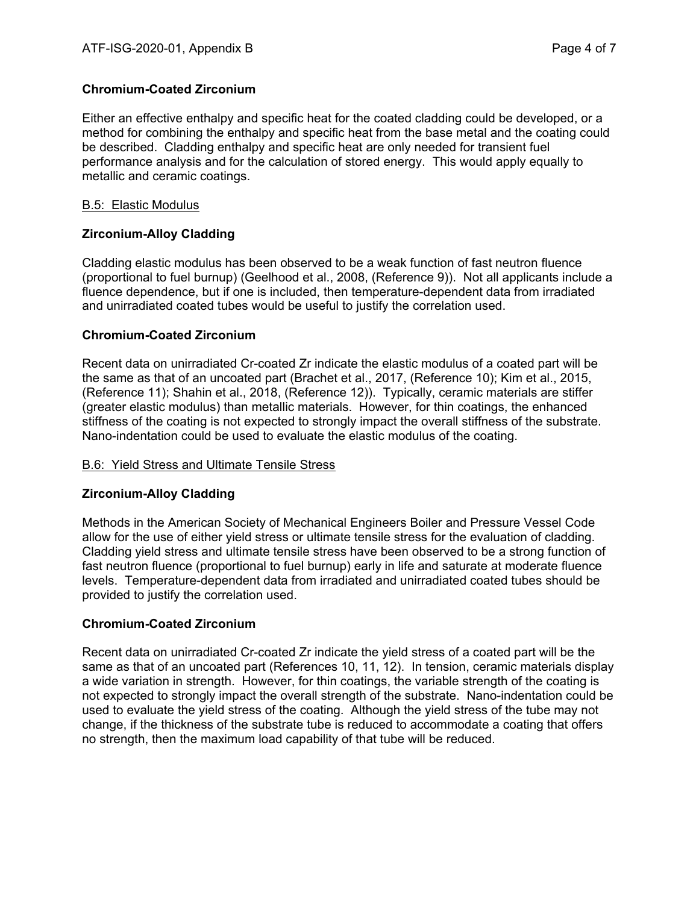**Chromium-Coated Zirconium**

Either an effective enthalpy and specific heat for the coated cladding could be developed, or a method for combining the enthalpy and specific heat from the base metal and the coating could be described. Cladding enthalpy and specific heat are only needed for transient fuel performance analysis and for the calculation of stored energy. This would apply equally to metallic and ceramic coatings.

## B.5: Elastic Modulus

**Zirconium-Alloy Cladding**

Cladding elastic modulus has been observed to be a weak function of fast neutron fluence (proportional to fuel burnup) (Geelhood et al., 2008, (Reference 9)). Not all applicants include a fluence dependence, but if one is included, then temperature-dependent data from irradiated and unirradiated coated tubes would be useful to justify the correlation used.

**Chromium-Coated Zirconium**

Recent data on unirradiated Cr-coated Zr indicate the elastic modulus of a coated part will be the same as that of an uncoated part (Brachet et al., 2017, (Reference 10); Kim et al., 2015, (Reference 11); Shahin et al., 2018, (Reference 12)). Typically, ceramic materials are stiffer (greater elastic modulus) than metallic materials. However, for thin coatings, the enhanced stiffness of the coating is not expected to strongly impact the overall stiffness of the substrate. Nano-indentation could be used to evaluate the elastic modulus of the coating.

## B.6: Yield Stress and Ultimate Tensile Stress

**Zirconium-Alloy Cladding**

Methods in the American Society of Mechanical Engineers Boiler and Pressure Vessel Code allow for the use of either yield stress or ultimate tensile stress for the evaluation of cladding. Cladding yield stress and ultimate tensile stress have been observed to be a strong function of fast neutron fluence (proportional to fuel burnup) early in life and saturate at moderate fluence levels. Temperature-dependent data from irradiated and unirradiated coated tubes should be provided to justify the correlation used.

**Chromium-Coated Zirconium**

Recent data on unirradiated Cr-coated Zr indicate the yield stress of a coated part will be the same as that of an uncoated part (References 10, 11, 12). In tension, ceramic materials display a wide variation in strength. However, for thin coatings, the variable strength of the coating is not expected to strongly impact the overall strength of the substrate. Nano-indentation could be used to evaluate the yield stress of the coating. Although the yield stress of the tube may not change, if the thickness of the substrate tube is reduced to accommodate a coating that offers no strength, then the maximum load capability of that tube will be reduced.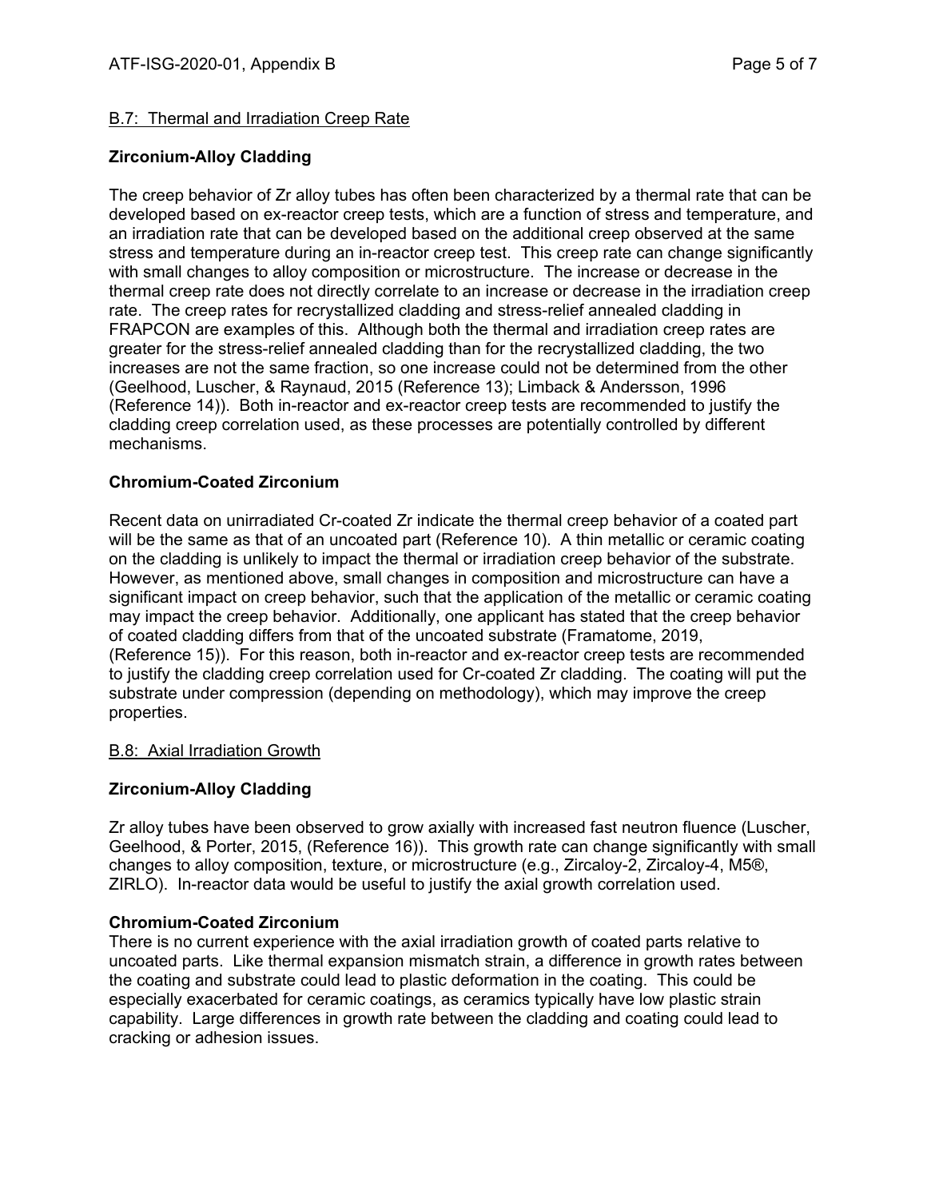## B.7: Thermal and Irradiation Creep Rate

### Zirconium-Alloy Cladding

The creep behavior of Zr alloy tubes has often been characterized by a thermal rate that can be developed based on ex-reactor creep tests, which are a function of stress and temperature, and an irradiation rate that can be developed based on the additional creep observed at the same stress and temperature during an in-reactor creep test. This creep rate can change significantly with small changes to alloy composition or microstructure. The increase or decrease in the thermal creep rate does not directly correlate to an increase or decrease in the irradiation creep rate. The creep rates for recrystallized cladding and stress-relief annealed cladding in FRAPCON are examples of this. Although both the thermal and irradiation creep rates are greater for the stress-relief annealed cladding than for the recrystallized cladding, the two increases are not the same fraction, so one increase could not be determined from the other (Geelhood, Luscher, & Raynaud, 2015 (Reference 13); Limback & Andersson, 1996 (Reference 14)). Both in-reactor and ex-reactor creep tests are recommended to justify the cladding creep correlation used, as these processes are potentially controlled by different mechanisms.

### Chromium-Coated Zirconium

Recent data on unirradiated Cr-coated Zr indicate the thermal creep behavior of a coated part will be the same as that of an uncoated part (Reference 10). A thin metallic or ceramic coating on the cladding is unlikely to impact the thermal or irradiation creep behavior of the substrate. However, as mentioned above, small changes in composition and microstructure can have a significant impact on creep behavior, such that the application of the metallic or ceramic coating may impact the creep behavior. Additionally, one applicant has stated that the creep behavior of coated cladding differs from that of the uncoated substrate (Framatome, 2019, (Reference 15)). For this reason, both in-reactor and ex-reactor creep tests are recommended to justify the cladding creep correlation used for Cr-coated Zr cladding. The coating will put the substrate under compression (depending on methodology), which may improve the creep properties.

## B.8: Axial Irradiation Growth

### Zirconium-Alloy Cladding

Zr alloy tubes have been observed to grow axially with increased fast neutron fluence (Luscher, Geelhood, & Porter, 2015, (Reference 16)). This growth rate can change significantly with small changes to alloy composition, texture, or microstructure (e.g., Zircaloy-2, Zircaloy-4, M5®, ZIRLO). In-reactor data would be useful to justify the axial growth correlation used.

### Chromium-Coated Zirconium

There is no current experience with the axial irradiation growth of coated parts relative to uncoated parts. Like thermal expansion mismatch strain, a difference in growth rates between the coating and substrate could lead to plastic deformation in the coating. This could be especially exacerbated for ceramic coatings, as ceramics typically have low plastic strain capability. Large differences in growth rate between the cladding and coating could lead to cracking or adhesion issues.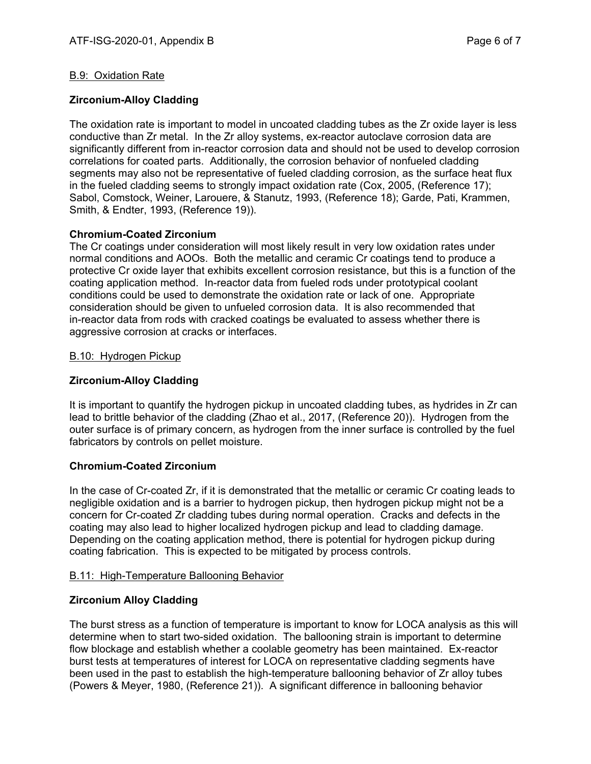B.9: Oxidation Rate

**Zirconium-Alloy Cladding**

The oxidation rate is important to model in uncoated cladding tubes as the Zr oxide layer is less conductive than Zr metal. In the Zr alloy systems, ex-reactor autoclave corrosion data are significantly different from in-reactor corrosion data and should not be used to develop corrosion correlations for coated parts. Additionally, the corrosion behavior of nonfueled cladding segments may also not be representative of fueled cladding corrosion, as the surface heat flux in the fueled cladding seems to strongly impact oxidation rate (Cox, 2005, (Reference 17); Sabol, Comstock, Weiner, Larouere, & Stanutz, 1993, (Reference 18); Garde, Pati, Krammen, Smith, & Endter, 1993, (Reference 19)).

**Chromium-Coated Zirconium**

The Cr coatings under consideration will most likely result in very low oxidation rates under normal conditions and AOOs. Both the metallic and ceramic Cr coatings tend to produce a protective Cr oxide layer that exhibits excellent corrosion resistance, but this is a function of the coating application method. In-reactor data from fueled rods under prototypical coolant conditions could be used to demonstrate the oxidation rate or lack of one. Appropriate consideration should be given to unfueled corrosion data. It is also recommended that in-reactor data from rods with cracked coatings be evaluated to assess whether there is aggressive corrosion at cracks or interfaces.

B.10: Hydrogen Pickup

**Zirconium-Alloy Cladding**

It is important to quantify the hydrogen pickup in uncoated cladding tubes, as hydrides in Zr can lead to brittle behavior of the cladding (Zhao et al., 2017, (Reference 20)). Hydrogen from the outer surface is of primary concern, as hydrogen from the inner surface is controlled by the fuel fabricators by controls on pellet moisture.

**Chromium-Coated Zirconium**

In the case of Cr-coated Zr, if it is demonstrated that the metallic or ceramic Cr coating leads to negligible oxidation and is a barrier to hydrogen pickup, then hydrogen pickup might not be a concern for Cr-coated Zr cladding tubes during normal operation. Cracks and defects in the coating may also lead to higher localized hydrogen pickup and lead to cladding damage. Depending on the coating application method, there is potential for hydrogen pickup during coating fabrication. This is expected to be mitigated by process controls.

B.11: High-Temperature Ballooning Behavior

**Zirconium Alloy Cladding**

The burst stress as a function of temperature is important to know for LOCA analysis as this will determine when to start two-sided oxidation. The ballooning strain is important to determine flow blockage and establish whether a coolable geometry has been maintained. Ex-reactor burst tests at temperatures of interest for LOCA on representative cladding segments have been used in the past to establish the high-temperature ballooning behavior of Zr alloy tubes (Powers & Meyer, 1980, (Reference 21)). A significant difference in ballooning behavior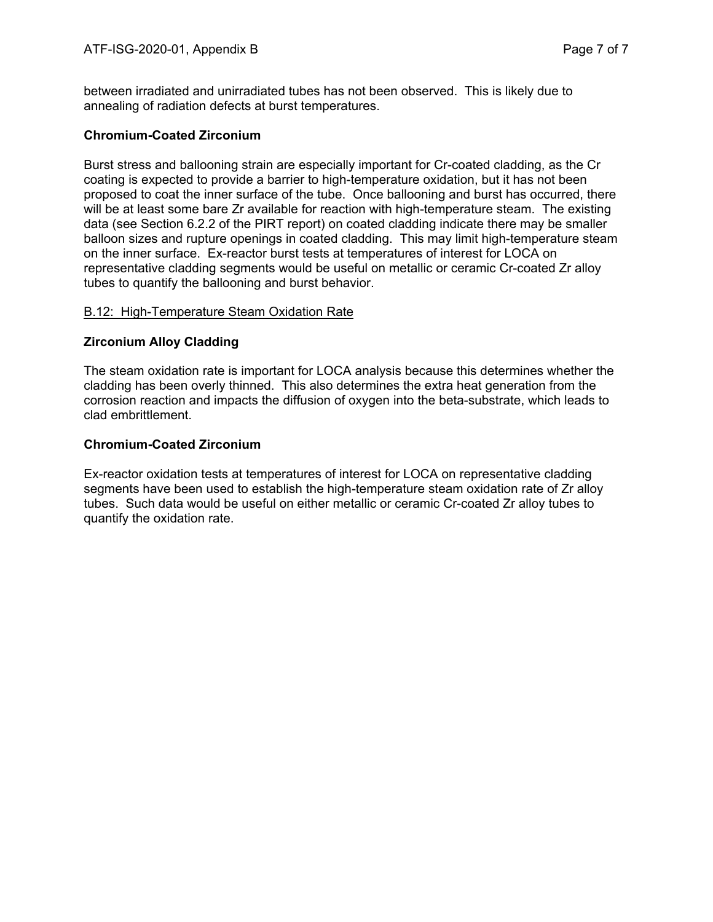between irradiated and unirradiated tubes has not been observed. This is likely due to annealing of radiation defects at burst temperatures.

**Chromium-Coated Zirconium**

Burst stress and ballooning strain are especially important for Cr-coated cladding, as the Cr coating is expected to provide a barrier to high-temperature oxidation, but it has not been proposed to coat the inner surface of the tube. Once ballooning and burst has occurred, there will be at least some bare Zr available for reaction with high-temperature steam. The existing data (see Section 6.2.2 of the PIRT report) on coated cladding indicate there may be smaller balloon sizes and rupture openings in coated cladding. This may limit high-temperature steam on the inner surface. Ex-reactor burst tests at temperatures of interest for LOCA on representative cladding segments would be useful on metallic or ceramic Cr-coated Zr alloy tubes to quantify the ballooning and burst behavior.

## B.12: High-Temperature Steam Oxidation Rate

**Zirconium Alloy Cladding**

The steam oxidation rate is important for LOCA analysis because this determines whether the cladding has been overly thinned. This also determines the extra heat generation from the corrosion reaction and impacts the diffusion of oxygen into the beta-substrate, which leads to clad embrittlement.

**Chromium-Coated Zirconium**

Ex-reactor oxidation tests at temperatures of interest for LOCA on representative cladding segments have been used to establish the high-temperature steam oxidation rate of Zr alloy tubes. Such data would be useful on either metallic or ceramic Cr-coated Zr alloy tubes to quantify the oxidation rate.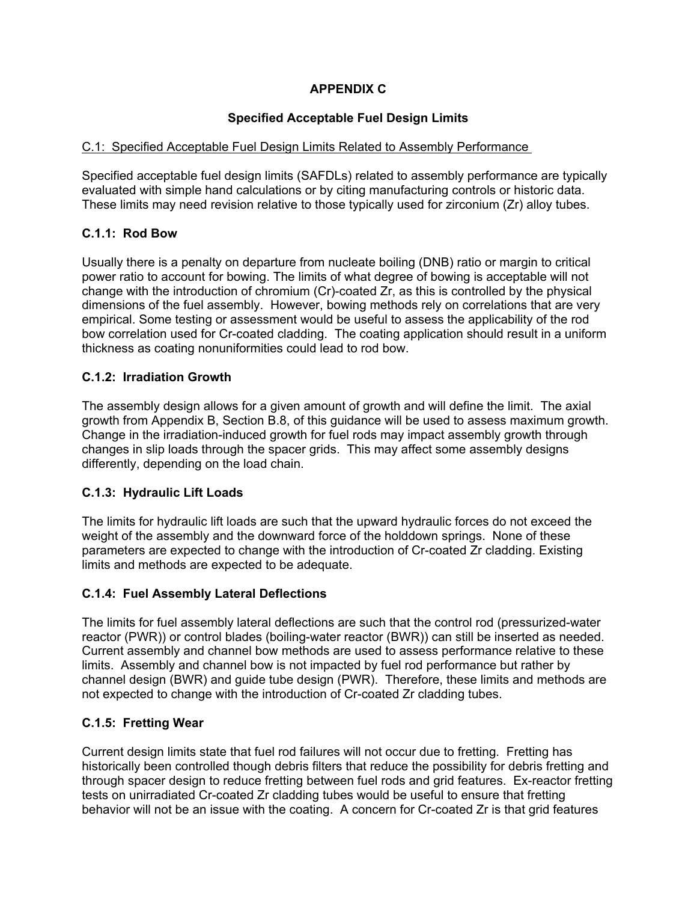# APPENDIX C

## Specified Acceptable Fuel Design Limits

C.1: Specified Acceptable Fuel Design Limits Related to Assembly Performance

Specified acceptable fuel design limits (SAFDLs) related to assembly performance are typically evaluated with simple hand calculations or by citing manufacturing controls or historic data. These limits may need revision relative to those typically used for zirconium (Zr) alloy tubes.

### C.1.1: Rod Bow

Usually there is a penalty on departure from nucleate boiling (DNB) ratio or margin to critical power ratio to account for bowing. The limits of what degree of bowing is acceptable will not change with the introduction of chromium (Cr)-coated Zr, as this is controlled by the physical dimensions of the fuel assembly. However, bowing methods rely on correlations that are very empirical. Some testing or assessment would be useful to assess the applicability of the rod bow correlation used for Cr-coated cladding. The coating application should result in a uniform thickness as coating nonuniformities could lead to rod bow.

### C.1.2: Irradiation Growth

The assembly design allows for a given amount of growth and will define the limit. The axial growth from Appendix B, Section B.8, of this guidance will be used to assess maximum growth. Change in the irradiation-induced growth for fuel rods may impact assembly growth through changes in slip loads through the spacer grids. This may affect some assembly designs differently, depending on the load chain.

### C.1.3: Hydraulic Lift Loads

The limits for hydraulic lift loads are such that the upward hydraulic forces do not exceed the weight of the assembly and the downward force of the holddown springs. None of these parameters are expected to change with the introduction of Cr-coated Zr cladding. Existing limits and methods are expected to be adequate.

### C.1.4: Fuel Assembly Lateral Deflections

The limits for fuel assembly lateral deflections are such that the control rod (pressurized-water reactor (PWR)) or control blades (boiling-water reactor (BWR)) can still be inserted as needed. Current assembly and channel bow methods are used to assess performance relative to these limits. Assembly and channel bow is not impacted by fuel rod performance but rather by channel design (BWR) and guide tube design (PWR). Therefore, these limits and methods are not expected to change with the introduction of Cr-coated Zr cladding tubes.

### C.1.5: Fretting Wear

Current design limits state that fuel rod failures will not occur due to fretting. Fretting has historically been controlled though debris filters that reduce the possibility for debris fretting and through spacer design to reduce fretting between fuel rods and grid features. Ex-reactor fretting tests on unirradiated Cr-coated Zr cladding tubes would be useful to ensure that fretting behavior will not be an issue with the coating. A concern for Cr-coated Zr is that grid features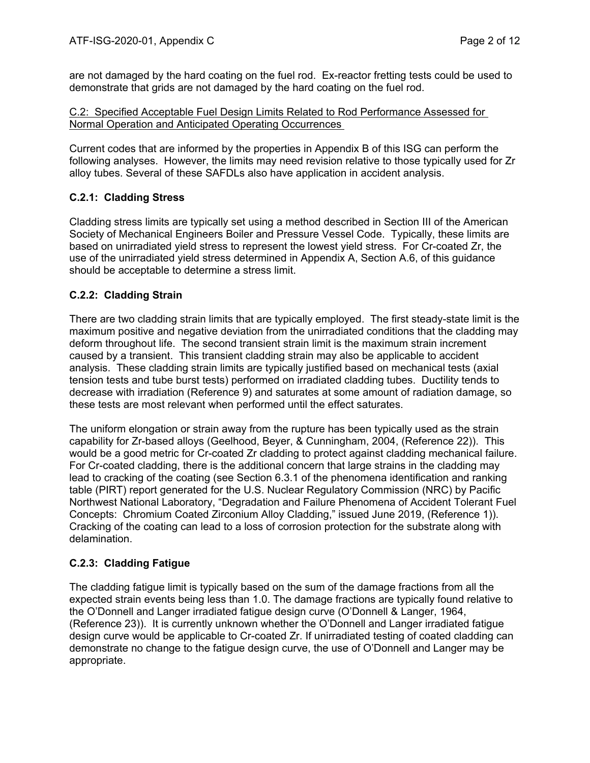are not damaged by the hard coating on the fuel rod. Ex-reactor fretting tests could be used to demonstrate that grids are not damaged by the hard coating on the fuel rod.

## C.2: Specified Acceptable Fuel Design Limits Related to Rod Performance Assessed for Normal Operation and Anticipated Operating Occurrences

Current codes that are informed by the properties in Appendix B of this ISG can perform the following analyses. However, the limits may need revision relative to those typically used for Zr alloy tubes. Several of these SAFDLs also have application in accident analysis.

### C.2.1: Cladding Stress

Cladding stress limits are typically set using a method described in Section III of the American Society of Mechanical Engineers Boiler and Pressure Vessel Code. Typically, these limits are based on unirradiated yield stress to represent the lowest yield stress. For Cr-coated Zr, the use of the unirradiated yield stress determined in Appendix A, Section A.6, of this guidance should be acceptable to determine a stress limit.

### C.2.2: Cladding Strain

There are two cladding strain limits that are typically employed. The first steady-state limit is the maximum positive and negative deviation from the unirradiated conditions that the cladding may deform throughout life. The second transient strain limit is the maximum strain increment caused by a transient. This transient cladding strain may also be applicable to accident analysis. These cladding strain limits are typically justified based on mechanical tests (axial tension tests and tube burst tests) performed on irradiated cladding tubes. Ductility tends to decrease with irradiation (Reference 9) and saturates at some amount of radiation damage, so these tests are most relevant when performed until the effect saturates.

The uniform elongation or strain away from the rupture has been typically used as the strain capability for Zr-based alloys (Geelhood, Beyer, & Cunningham, 2004, (Reference 22)). This would be a good metric for Cr-coated Zr cladding to protect against cladding mechanical failure. For Cr-coated cladding, there is the additional concern that large strains in the cladding may lead to cracking of the coating (see Section 6.3.1 of the phenomena identification and ranking table (PIRT) report generated for the U.S. Nuclear Regulatory Commission (NRC) by Pacific Northwest National Laboratory, "Degradation and Failure Phenomena of Accident Tolerant Fuel Concepts: Chromium Coated Zirconium Alloy Cladding," issued June 2019, (Reference 1)). Cracking of the coating can lead to a loss of corrosion protection for the substrate along with delamination.

### C.2.3: Cladding Fatigue

The cladding fatigue limit is typically based on the sum of the damage fractions from all the expected strain events being less than 1.0. The damage fractions are typically found relative to the O'Donnell and Langer irradiated fatigue design curve (O'Donnell & Langer, 1964, (Reference 23)). It is currently unknown whether the O'Donnell and Langer irradiated fatigue design curve would be applicable to Cr-coated Zr. If unirradiated testing of coated cladding can demonstrate no change to the fatigue design curve, the use of O'Donnell and Langer may be appropriate.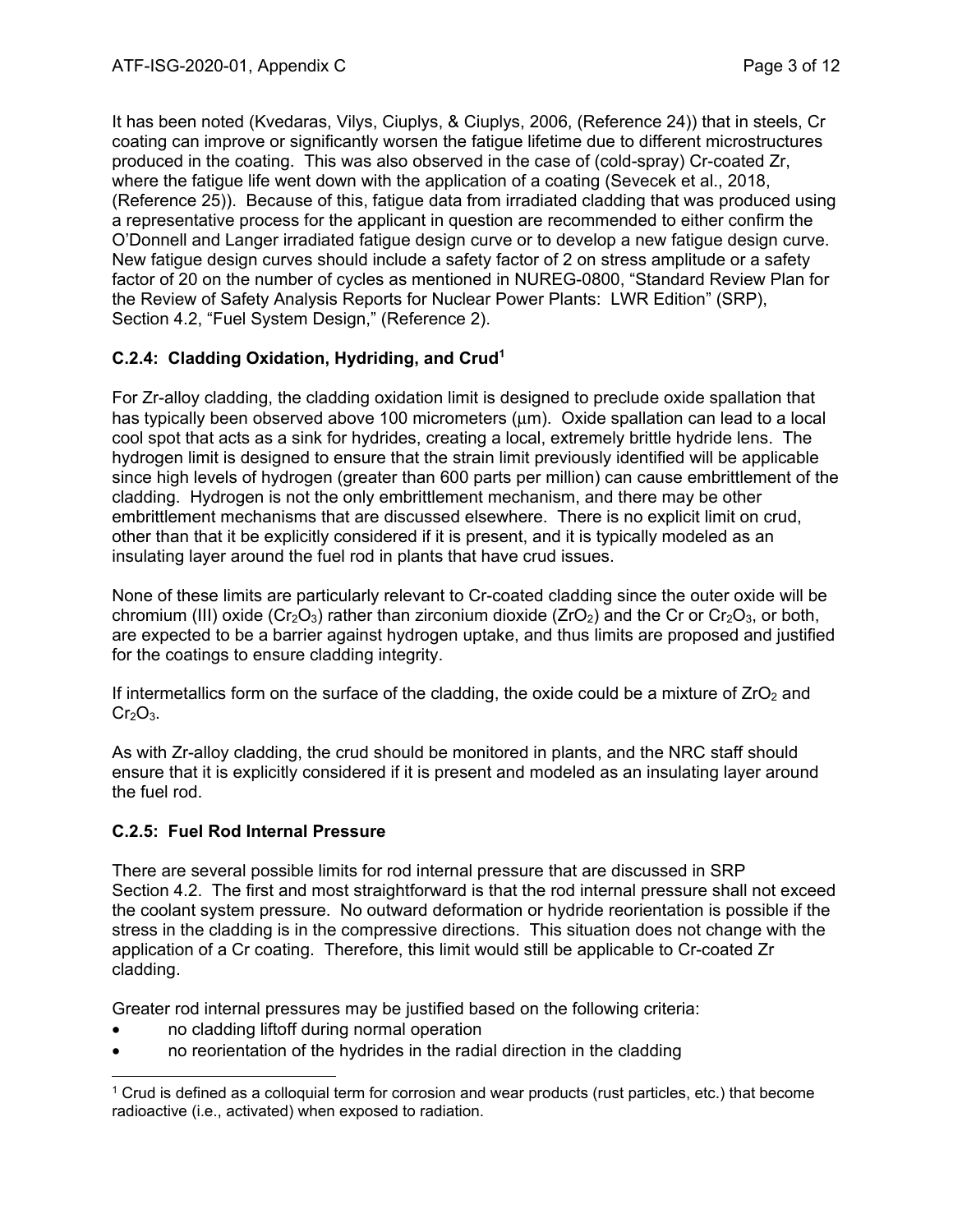It has been noted (Kvedaras, Vilys, Ciuplys, & Ciuplys, 2006, (Reference 24)) that in steels, Cr coating can improve or significantly worsen the fatigue lifetime due to different microstructures produced in the coating. This was also observed in the case of (cold-spray) Cr-coated Zr, where the fatigue life went down with the application of a coating (Sevecek et al., 2018, (Reference 25)). Because of this, fatigue data from irradiated cladding that was produced using a representative process for the applicant in question are recommended to either confirm the O'Donnell and Langer irradiated fatigue design curve or to develop a new fatigue design curve. New fatigue design curves should include a safety factor of 2 on stress amplitude or a safety factor of 20 on the number of cycles as mentioned in NUREG-0800, "Standard Review Plan for the Review of Safety Analysis Reports for Nuclear Power Plants: LWR Edition" (SRP), Section 4.2, "Fuel System Design," (Reference 2).

### C.2.4: Cladding Oxidation, Hydriding, and Crud[1]

For Zr-alloy cladding, the cladding oxidation limit is designed to preclude oxide spallation that has typically been observed above 100 micrometers (μm). Oxide spallation can lead to a local cool spot that acts as a sink for hydrides, creating a local, extremely brittle hydride lens. The hydrogen limit is designed to ensure that the strain limit previously identified will be applicable since high levels of hydrogen (greater than 600 parts per million) can cause embrittlement of the cladding. Hydrogen is not the only embrittlement mechanism, and there may be other embrittlement mechanisms that are discussed elsewhere. There is no explicit limit on crud, other than that it be explicitly considered if it is present, and it is typically modeled as an insulating layer around the fuel rod in plants that have crud issues.

None of these limits are particularly relevant to Cr-coated cladding since the outer oxide will be chromium (III) oxide ($Cr_2O_3$) rather than zirconium dioxide ($ZrO_2$) and the Cr or $Cr_2O_3$, or both, are expected to be a barrier against hydrogen uptake, and thus limits are proposed and justified for the coatings to ensure cladding integrity.

If intermetallics form on the surface of the cladding, the oxide could be a mixture of $ZrO_2$ and $Cr_2O_3$.

As with Zr-alloy cladding, the crud should be monitored in plants, and the NRC staff should ensure that it is explicitly considered if it is present and modeled as an insulating layer around the fuel rod.

### C.2.5: Fuel Rod Internal Pressure

There are several possible limits for rod internal pressure that are discussed in SRP Section 4.2. The first and most straightforward is that the rod internal pressure shall not exceed the coolant system pressure. No outward deformation or hydride reorientation is possible if the stress in the cladding is in the compressive directions. This situation does not change with the application of a Cr coating. Therefore, this limit would still be applicable to Cr-coated Zr cladding.

Greater rod internal pressures may be justified based on the following criteria:

- no cladding liftoff during normal operation
- no reorientation of the hydrides in the radial direction in the cladding

---

[1] Crud is defined as a colloquial term for corrosion and wear products (rust particles, etc.) that become radioactive (i.e., activated) when exposed to radiation.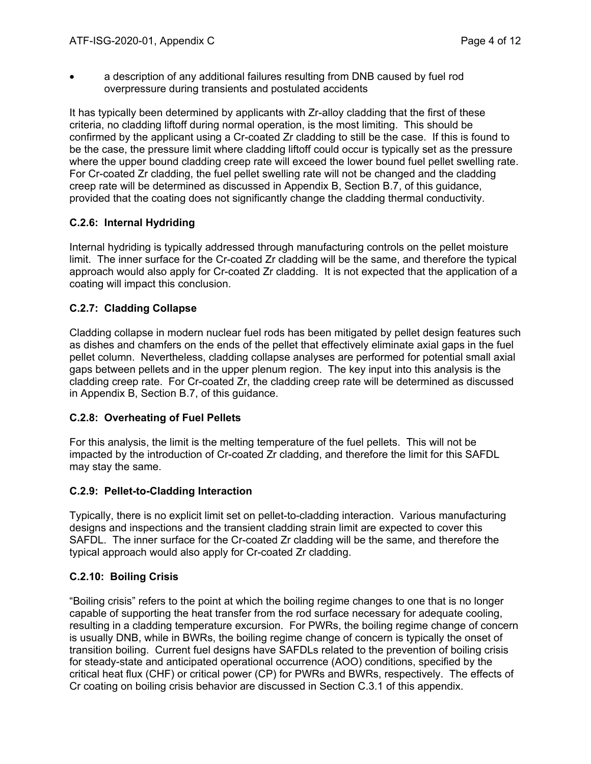- a description of any additional failures resulting from DNB caused by fuel rod overpressure during transients and postulated accidents

It has typically been determined by applicants with Zr-alloy cladding that the first of these criteria, no cladding liftoff during normal operation, is the most limiting. This should be confirmed by the applicant using a Cr-coated Zr cladding to still be the case. If this is found to be the case, the pressure limit where cladding liftoff could occur is typically set as the pressure where the upper bound cladding creep rate will exceed the lower bound fuel pellet swelling rate. For Cr-coated Zr cladding, the fuel pellet swelling rate will not be changed and the cladding creep rate will be determined as discussed in Appendix B, Section B.7, of this guidance, provided that the coating does not significantly change the cladding thermal conductivity.

### C.2.6: Internal Hydriding

Internal hydriding is typically addressed through manufacturing controls on the pellet moisture limit. The inner surface for the Cr-coated Zr cladding will be the same, and therefore the typical approach would also apply for Cr-coated Zr cladding. It is not expected that the application of a coating will impact this conclusion.

### C.2.7: Cladding Collapse

Cladding collapse in modern nuclear fuel rods has been mitigated by pellet design features such as dishes and chamfers on the ends of the pellet that effectively eliminate axial gaps in the fuel pellet column. Nevertheless, cladding collapse analyses are performed for potential small axial gaps between pellets and in the upper plenum region. The key input into this analysis is the cladding creep rate. For Cr-coated Zr, the cladding creep rate will be determined as discussed in Appendix B, Section B.7, of this guidance.

### C.2.8: Overheating of Fuel Pellets

For this analysis, the limit is the melting temperature of the fuel pellets. This will not be impacted by the introduction of Cr-coated Zr cladding, and therefore the limit for this SAFDL may stay the same.

### C.2.9: Pellet-to-Cladding Interaction

Typically, there is no explicit limit set on pellet-to-cladding interaction. Various manufacturing designs and inspections and the transient cladding strain limit are expected to cover this SAFDL. The inner surface for the Cr-coated Zr cladding will be the same, and therefore the typical approach would also apply for Cr-coated Zr cladding.

### C.2.10: Boiling Crisis

"Boiling crisis" refers to the point at which the boiling regime changes to one that is no longer capable of supporting the heat transfer from the rod surface necessary for adequate cooling, resulting in a cladding temperature excursion. For PWRs, the boiling regime change of concern is usually DNB, while in BWRs, the boiling regime change of concern is typically the onset of transition boiling. Current fuel designs have SAFDLs related to the prevention of boiling crisis for steady-state and anticipated operational occurrence (AOO) conditions, specified by the critical heat flux (CHF) or critical power (CP) for PWRs and BWRs, respectively. The effects of Cr coating on boiling crisis behavior are discussed in Section C.3.1 of this appendix.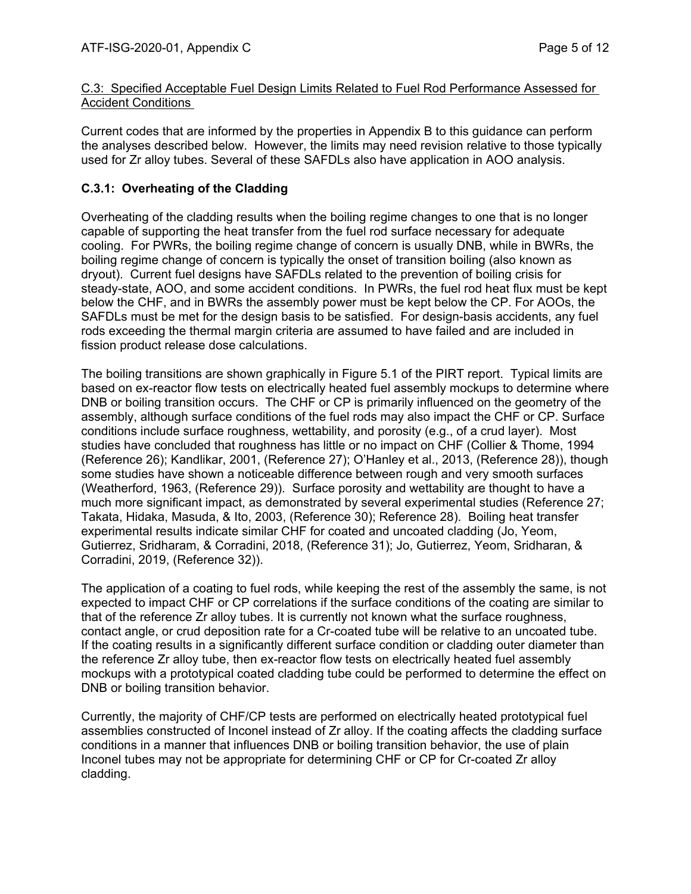C.3: Specified Acceptable Fuel Design Limits Related to Fuel Rod Performance Assessed for Accident Conditions

Current codes that are informed by the properties in Appendix B to this guidance can perform the analyses described below. However, the limits may need revision relative to those typically used for Zr alloy tubes. Several of these SAFDLs also have application in AOO analysis.

### C.3.1: Overheating of the Cladding

Overheating of the cladding results when the boiling regime changes to one that is no longer capable of supporting the heat transfer from the fuel rod surface necessary for adequate cooling. For PWRs, the boiling regime change of concern is usually DNB, while in BWRs, the boiling regime change of concern is typically the onset of transition boiling (also known as dryout). Current fuel designs have SAFDLs related to the prevention of boiling crisis for steady-state, AOO, and some accident conditions. In PWRs, the fuel rod heat flux must be kept below the CHF, and in BWRs the assembly power must be kept below the CP. For AOOs, the SAFDLs must be met for the design basis to be satisfied. For design-basis accidents, any fuel rods exceeding the thermal margin criteria are assumed to have failed and are included in fission product release dose calculations.

The boiling transitions are shown graphically in Figure 5.1 of the PIRT report. Typical limits are based on ex-reactor flow tests on electrically heated fuel assembly mockups to determine where DNB or boiling transition occurs. The CHF or CP is primarily influenced on the geometry of the assembly, although surface conditions of the fuel rods may also impact the CHF or CP. Surface conditions include surface roughness, wettability, and porosity (e.g., of a crud layer). Most studies have concluded that roughness has little or no impact on CHF (Collier & Thome, 1994 (Reference 26); Kandlikar, 2001, (Reference 27); O'Hanley et al., 2013, (Reference 28)), though some studies have shown a noticeable difference between rough and very smooth surfaces (Weatherford, 1963, (Reference 29)). Surface porosity and wettability are thought to have a much more significant impact, as demonstrated by several experimental studies (Reference 27; Takata, Hidaka, Masuda, & Ito, 2003, (Reference 30); Reference 28). Boiling heat transfer experimental results indicate similar CHF for coated and uncoated cladding (Jo, Yeom, Gutierrez, Sridharam, & Corradini, 2018, (Reference 31); Jo, Gutierrez, Yeom, Sridharan, & Corradini, 2019, (Reference 32)).

The application of a coating to fuel rods, while keeping the rest of the assembly the same, is not expected to impact CHF or CP correlations if the surface conditions of the coating are similar to that of the reference Zr alloy tubes. It is currently not known what the surface roughness, contact angle, or crud deposition rate for a Cr-coated tube will be relative to an uncoated tube. If the coating results in a significantly different surface condition or cladding outer diameter than the reference Zr alloy tube, then ex-reactor flow tests on electrically heated fuel assembly mockups with a prototypical coated cladding tube could be performed to determine the effect on DNB or boiling transition behavior.

Currently, the majority of CHF/CP tests are performed on electrically heated prototypical fuel assemblies constructed of Inconel instead of Zr alloy. If the coating affects the cladding surface conditions in a manner that influences DNB or boiling transition behavior, the use of plain Inconel tubes may not be appropriate for determining CHF or CP for Cr-coated Zr alloy cladding.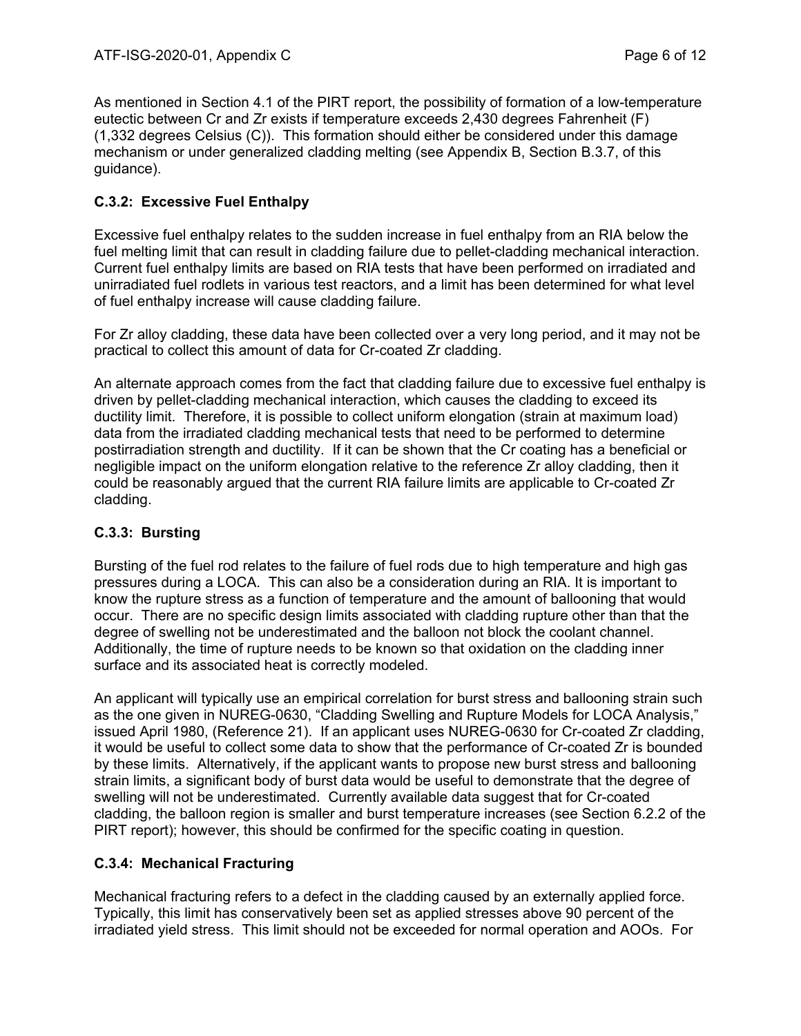As mentioned in Section 4.1 of the PIRT report, the possibility of formation of a low-temperature eutectic between Cr and Zr exists if temperature exceeds 2,430 degrees Fahrenheit (F) (1,332 degrees Celsius (C)). This formation should either be considered under this damage mechanism or under generalized cladding melting (see Appendix B, Section B.3.7, of this guidance).

### C.3.2: Excessive Fuel Enthalpy

Excessive fuel enthalpy relates to the sudden increase in fuel enthalpy from an RIA below the fuel melting limit that can result in cladding failure due to pellet-cladding mechanical interaction. Current fuel enthalpy limits are based on RIA tests that have been performed on irradiated and unirradiated fuel rodlets in various test reactors, and a limit has been determined for what level of fuel enthalpy increase will cause cladding failure.

For Zr alloy cladding, these data have been collected over a very long period, and it may not be practical to collect this amount of data for Cr-coated Zr cladding.

An alternate approach comes from the fact that cladding failure due to excessive fuel enthalpy is driven by pellet-cladding mechanical interaction, which causes the cladding to exceed its ductility limit. Therefore, it is possible to collect uniform elongation (strain at maximum load) data from the irradiated cladding mechanical tests that need to be performed to determine postirradiation strength and ductility. If it can be shown that the Cr coating has a beneficial or negligible impact on the uniform elongation relative to the reference Zr alloy cladding, then it could be reasonably argued that the current RIA failure limits are applicable to Cr-coated Zr cladding.

### C.3.3: Bursting

Bursting of the fuel rod relates to the failure of fuel rods due to high temperature and high gas pressures during a LOCA. This can also be a consideration during an RIA. It is important to know the rupture stress as a function of temperature and the amount of ballooning that would occur. There are no specific design limits associated with cladding rupture other than that the degree of swelling not be underestimated and the balloon not block the coolant channel. Additionally, the time of rupture needs to be known so that oxidation on the cladding inner surface and its associated heat is correctly modeled.

An applicant will typically use an empirical correlation for burst stress and ballooning strain such as the one given in NUREG-0630, "Cladding Swelling and Rupture Models for LOCA Analysis," issued April 1980, (Reference 21). If an applicant uses NUREG-0630 for Cr-coated Zr cladding, it would be useful to collect some data to show that the performance of Cr-coated Zr is bounded by these limits. Alternatively, if the applicant wants to propose new burst stress and ballooning strain limits, a significant body of burst data would be useful to demonstrate that the degree of swelling will not be underestimated. Currently available data suggest that for Cr-coated cladding, the balloon region is smaller and burst temperature increases (see Section 6.2.2 of the PIRT report); however, this should be confirmed for the specific coating in question.

### C.3.4: Mechanical Fracturing

Mechanical fracturing refers to a defect in the cladding caused by an externally applied force. Typically, this limit has conservatively been set as applied stresses above 90 percent of the irradiated yield stress. This limit should not be exceeded for normal operation and AOOs. For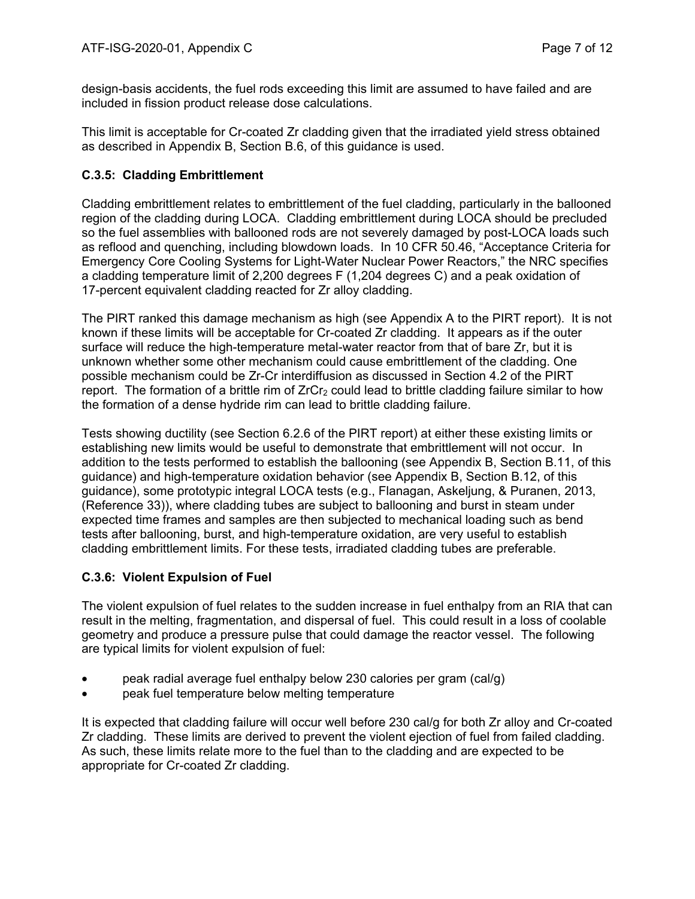design-basis accidents, the fuel rods exceeding this limit are assumed to have failed and are included in fission product release dose calculations.

This limit is acceptable for Cr-coated Zr cladding given that the irradiated yield stress obtained as described in Appendix B, Section B.6, of this guidance is used.

### C.3.5: Cladding Embrittlement

Cladding embrittlement relates to embrittlement of the fuel cladding, particularly in the ballooned region of the cladding during LOCA. Cladding embrittlement during LOCA should be precluded so the fuel assemblies with ballooned rods are not severely damaged by post-LOCA loads such as reflood and quenching, including blowdown loads. In 10 CFR 50.46, "Acceptance Criteria for Emergency Core Cooling Systems for Light-Water Nuclear Power Reactors," the NRC specifies a cladding temperature limit of 2,200 degrees F (1,204 degrees C) and a peak oxidation of 17-percent equivalent cladding reacted for Zr alloy cladding.

The PIRT ranked this damage mechanism as high (see Appendix A to the PIRT report). It is not known if these limits will be acceptable for Cr-coated Zr cladding. It appears as if the outer surface will reduce the high-temperature metal-water reactor from that of bare Zr, but it is unknown whether some other mechanism could cause embrittlement of the cladding. One possible mechanism could be Zr-Cr interdiffusion as discussed in Section 4.2 of the PIRT report. The formation of a brittle rim of $ZrCr_2$ could lead to brittle cladding failure similar to how the formation of a dense hydride rim can lead to brittle cladding failure.

Tests showing ductility (see Section 6.2.6 of the PIRT report) at either these existing limits or establishing new limits would be useful to demonstrate that embrittlement will not occur. In addition to the tests performed to establish the ballooning (see Appendix B, Section B.11, of this guidance) and high-temperature oxidation behavior (see Appendix B, Section B.12, of this guidance), some prototypic integral LOCA tests (e.g., Flanagan, Askeljung, & Puranen, 2013, (Reference 33)), where cladding tubes are subject to ballooning and burst in steam under expected time frames and samples are then subjected to mechanical loading such as bend tests after ballooning, burst, and high-temperature oxidation, are very useful to establish cladding embrittlement limits. For these tests, irradiated cladding tubes are preferable.

### C.3.6: Violent Expulsion of Fuel

The violent expulsion of fuel relates to the sudden increase in fuel enthalpy from an RIA that can result in the melting, fragmentation, and dispersal of fuel. This could result in a loss of coolable geometry and produce a pressure pulse that could damage the reactor vessel. The following are typical limits for violent expulsion of fuel:

- peak radial average fuel enthalpy below 230 calories per gram (cal/g)
- peak fuel temperature below melting temperature

It is expected that cladding failure will occur well before 230 cal/g for both Zr alloy and Cr-coated Zr cladding. These limits are derived to prevent the violent ejection of fuel from failed cladding. As such, these limits relate more to the fuel than to the cladding and are expected to be appropriate for Cr-coated Zr cladding.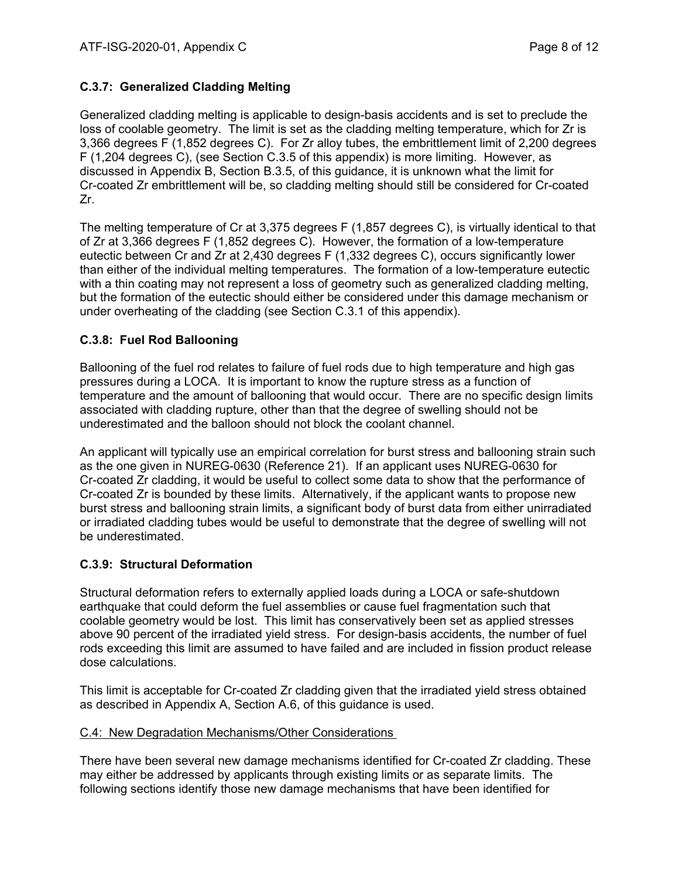### C.3.7: Generalized Cladding Melting

Generalized cladding melting is applicable to design-basis accidents and is set to preclude the loss of coolable geometry. The limit is set as the cladding melting temperature, which for Zr is 3,366 degrees F (1,852 degrees C). For Zr alloy tubes, the embrittlement limit of 2,200 degrees F (1,204 degrees C), (see Section C.3.5 of this appendix) is more limiting. However, as discussed in Appendix B, Section B.3.5, of this guidance, it is unknown what the limit for Cr-coated Zr embrittlement will be, so cladding melting should still be considered for Cr-coated Zr.

The melting temperature of Cr at 3,375 degrees F (1,857 degrees C), is virtually identical to that of Zr at 3,366 degrees F (1,852 degrees C). However, the formation of a low-temperature eutectic between Cr and Zr at 2,430 degrees F (1,332 degrees C), occurs significantly lower than either of the individual melting temperatures. The formation of a low-temperature eutectic with a thin coating may not represent a loss of geometry such as generalized cladding melting, but the formation of the eutectic should either be considered under this damage mechanism or under overheating of the cladding (see Section C.3.1 of this appendix).

### C.3.8: Fuel Rod Ballooning

Ballooning of the fuel rod relates to failure of fuel rods due to high temperature and high gas pressures during a LOCA. It is important to know the rupture stress as a function of temperature and the amount of ballooning that would occur. There are no specific design limits associated with cladding rupture, other than that the degree of swelling should not be underestimated and the balloon should not block the coolant channel.

An applicant will typically use an empirical correlation for burst stress and ballooning strain such as the one given in NUREG-0630 (Reference 21). If an applicant uses NUREG-0630 for Cr-coated Zr cladding, it would be useful to collect some data to show that the performance of Cr-coated Zr is bounded by these limits. Alternatively, if the applicant wants to propose new burst stress and ballooning strain limits, a significant body of burst data from either unirradiated or irradiated cladding tubes would be useful to demonstrate that the degree of swelling will not be underestimated.

### C.3.9: Structural Deformation

Structural deformation refers to externally applied loads during a LOCA or safe-shutdown earthquake that could deform the fuel assemblies or cause fuel fragmentation such that coolable geometry would be lost. This limit has conservatively been set as applied stresses above 90 percent of the irradiated yield stress. For design-basis accidents, the number of fuel rods exceeding this limit are assumed to have failed and are included in fission product release dose calculations.

This limit is acceptable for Cr-coated Zr cladding given that the irradiated yield stress obtained as described in Appendix A, Section A.6, of this guidance is used.

## C.4: New Degradation Mechanisms/Other Considerations

There have been several new damage mechanisms identified for Cr-coated Zr cladding. These may either be addressed by applicants through existing limits or as separate limits. The following sections identify those new damage mechanisms that have been identified for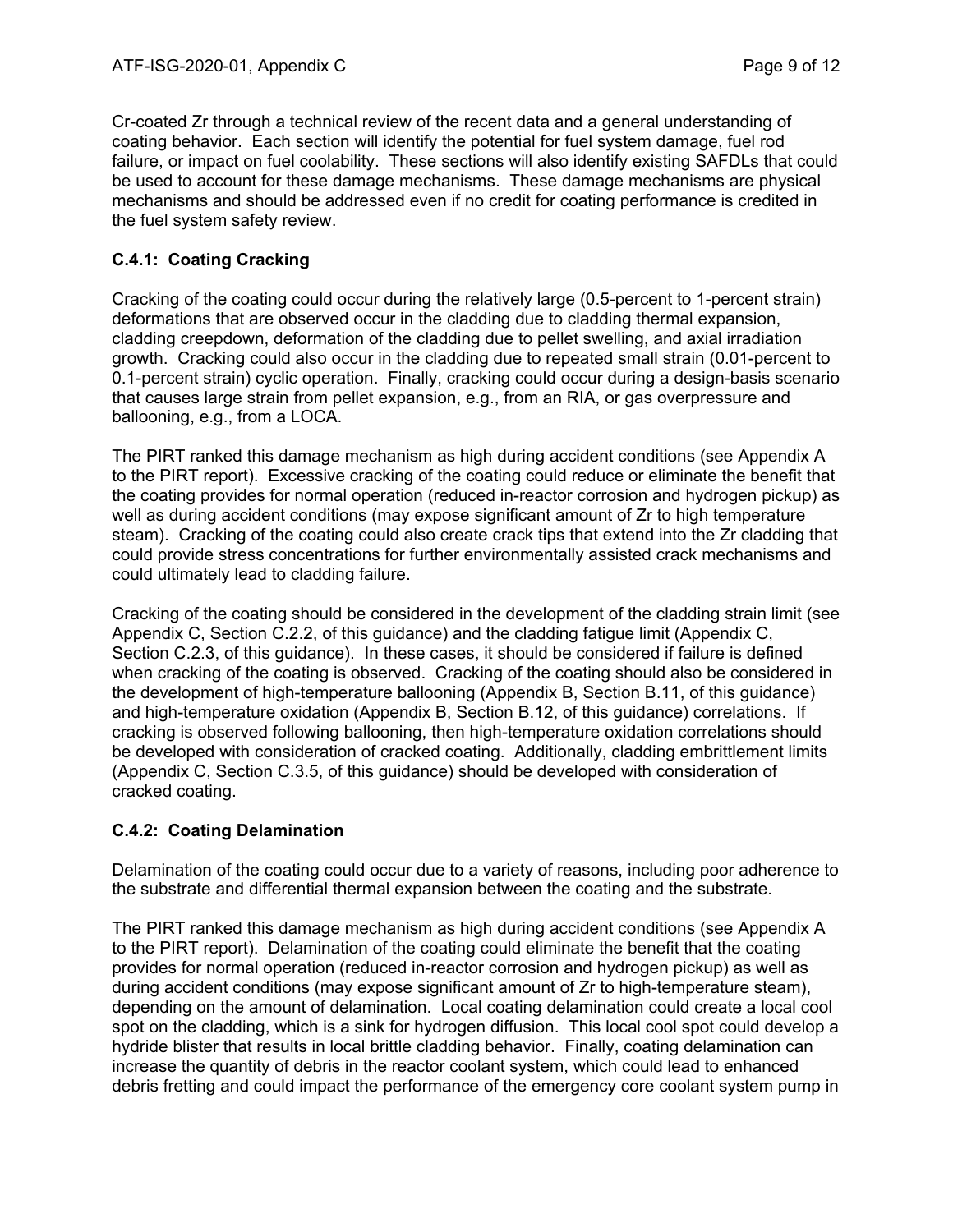Cr-coated Zr through a technical review of the recent data and a general understanding of coating behavior. Each section will identify the potential for fuel system damage, fuel rod failure, or impact on fuel coolability. These sections will also identify existing SAFDLs that could be used to account for these damage mechanisms. These damage mechanisms are physical mechanisms and should be addressed even if no credit for coating performance is credited in the fuel system safety review.

### C.4.1: Coating Cracking

Cracking of the coating could occur during the relatively large (0.5-percent to 1-percent strain) deformations that are observed occur in the cladding due to cladding thermal expansion, cladding creepdown, deformation of the cladding due to pellet swelling, and axial irradiation growth. Cracking could also occur in the cladding due to repeated small strain (0.01-percent to 0.1-percent strain) cyclic operation. Finally, cracking could occur during a design-basis scenario that causes large strain from pellet expansion, e.g., from an RIA, or gas overpressure and ballooning, e.g., from a LOCA.

The PIRT ranked this damage mechanism as high during accident conditions (see Appendix A to the PIRT report). Excessive cracking of the coating could reduce or eliminate the benefit that the coating provides for normal operation (reduced in-reactor corrosion and hydrogen pickup) as well as during accident conditions (may expose significant amount of Zr to high temperature steam). Cracking of the coating could also create crack tips that extend into the Zr cladding that could provide stress concentrations for further environmentally assisted crack mechanisms and could ultimately lead to cladding failure.

Cracking of the coating should be considered in the development of the cladding strain limit (see Appendix C, Section C.2.2, of this guidance) and the cladding fatigue limit (Appendix C, Section C.2.3, of this guidance). In these cases, it should be considered if failure is defined when cracking of the coating is observed. Cracking of the coating should also be considered in the development of high-temperature ballooning (Appendix B, Section B.11, of this guidance) and high-temperature oxidation (Appendix B, Section B.12, of this guidance) correlations. If cracking is observed following ballooning, then high-temperature oxidation correlations should be developed with consideration of cracked coating. Additionally, cladding embrittlement limits (Appendix C, Section C.3.5, of this guidance) should be developed with consideration of cracked coating.

### C.4.2: Coating Delamination

Delamination of the coating could occur due to a variety of reasons, including poor adherence to the substrate and differential thermal expansion between the coating and the substrate.

The PIRT ranked this damage mechanism as high during accident conditions (see Appendix A to the PIRT report). Delamination of the coating could eliminate the benefit that the coating provides for normal operation (reduced in-reactor corrosion and hydrogen pickup) as well as during accident conditions (may expose significant amount of Zr to high-temperature steam), depending on the amount of delamination. Local coating delamination could create a local cool spot on the cladding, which is a sink for hydrogen diffusion. This local cool spot could develop a hydride blister that results in local brittle cladding behavior. Finally, coating delamination can increase the quantity of debris in the reactor coolant system, which could lead to enhanced debris fretting and could impact the performance of the emergency core coolant system pump in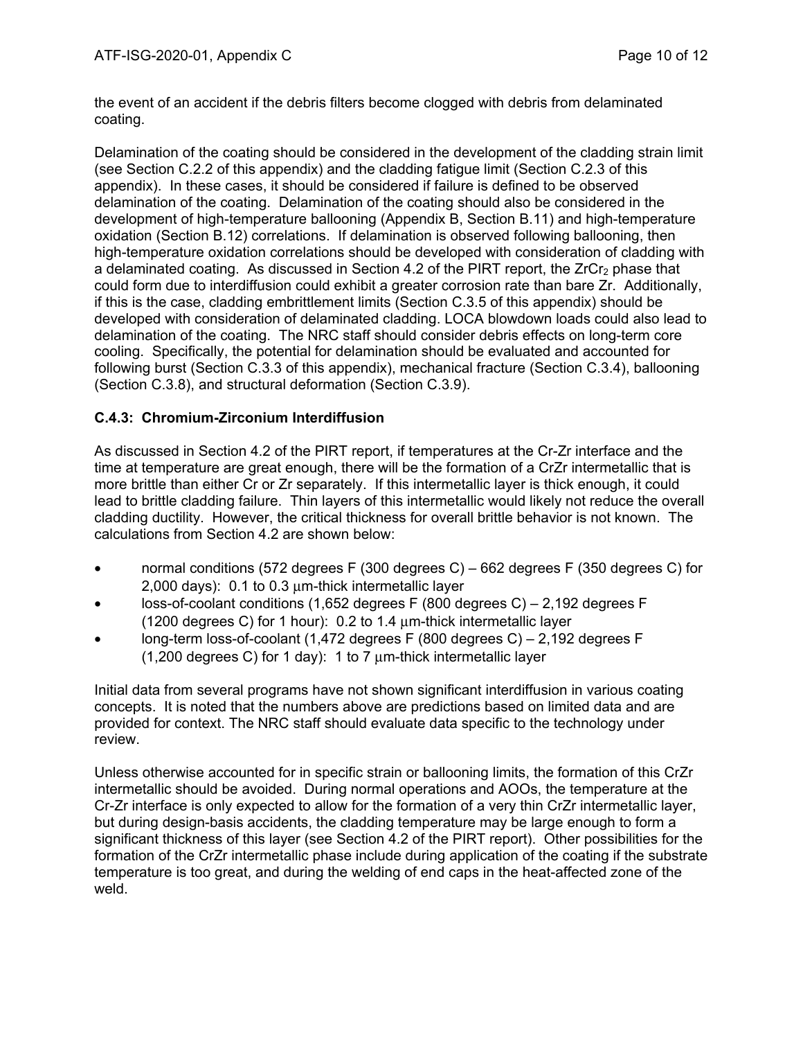the event of an accident if the debris filters become clogged with debris from delaminated coating.

Delamination of the coating should be considered in the development of the cladding strain limit (see Section C.2.2 of this appendix) and the cladding fatigue limit (Section C.2.3 of this appendix). In these cases, it should be considered if failure is defined to be observed delamination of the coating. Delamination of the coating should also be considered in the development of high-temperature ballooning (Appendix B, Section B.11) and high-temperature oxidation (Section B.12) correlations. If delamination is observed following ballooning, then high-temperature oxidation correlations should be developed with consideration of cladding with a delaminated coating. As discussed in Section 4.2 of the PIRT report, the $ZrCr_2$ phase that could form due to interdiffusion could exhibit a greater corrosion rate than bare Zr. Additionally, if this is the case, cladding embrittlement limits (Section C.3.5 of this appendix) should be developed with consideration of delaminated cladding. LOCA blowdown loads could also lead to delamination of the coating. The NRC staff should consider debris effects on long-term core cooling. Specifically, the potential for delamination should be evaluated and accounted for following burst (Section C.3.3 of this appendix), mechanical fracture (Section C.3.4), ballooning (Section C.3.8), and structural deformation (Section C.3.9).

### C.4.3: Chromium-Zirconium Interdiffusion

As discussed in Section 4.2 of the PIRT report, if temperatures at the Cr-Zr interface and the time at temperature are great enough, there will be the formation of a CrZr intermetallic that is more brittle than either Cr or Zr separately. If this intermetallic layer is thick enough, it could lead to brittle cladding failure. Thin layers of this intermetallic would likely not reduce the overall cladding ductility. However, the critical thickness for overall brittle behavior is not known. The calculations from Section 4.2 are shown below:

- normal conditions (572 degrees F (300 degrees C) – 662 degrees F (350 degrees C) for 2,000 days): 0.1 to 0.3 μm-thick intermetallic layer
- loss-of-coolant conditions (1,652 degrees F (800 degrees C) – 2,192 degrees F (1200 degrees C) for 1 hour): 0.2 to 1.4 μm-thick intermetallic layer
- long-term loss-of-coolant (1,472 degrees F (800 degrees C) – 2,192 degrees F (1,200 degrees C) for 1 day): 1 to 7 μm-thick intermetallic layer

Initial data from several programs have not shown significant interdiffusion in various coating concepts. It is noted that the numbers above are predictions based on limited data and are provided for context. The NRC staff should evaluate data specific to the technology under review.

Unless otherwise accounted for in specific strain or ballooning limits, the formation of this CrZr intermetallic should be avoided. During normal operations and AOOs, the temperature at the Cr-Zr interface is only expected to allow for the formation of a very thin CrZr intermetallic layer, but during design-basis accidents, the cladding temperature may be large enough to form a significant thickness of this layer (see Section 4.2 of the PIRT report). Other possibilities for the formation of the CrZr intermetallic phase include during application of the coating if the substrate temperature is too great, and during the welding of end caps in the heat-affected zone of the weld.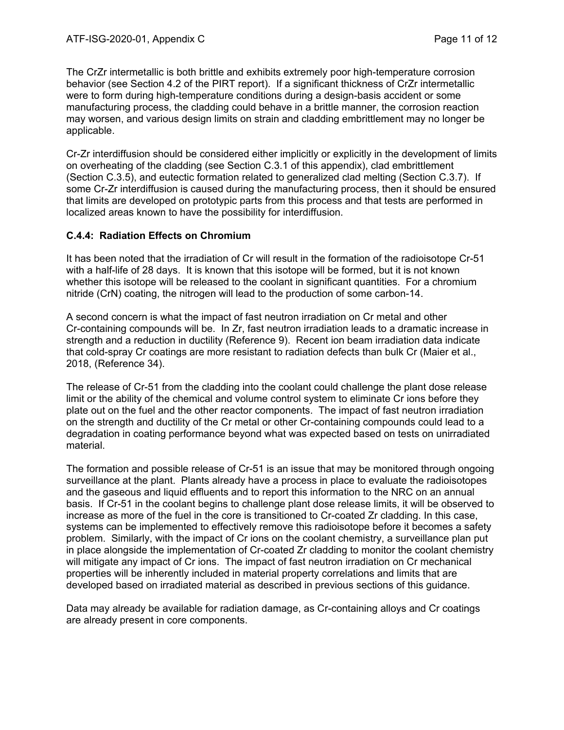The CrZr intermetallic is both brittle and exhibits extremely poor high-temperature corrosion behavior (see Section 4.2 of the PIRT report). If a significant thickness of CrZr intermetallic were to form during high-temperature conditions during a design-basis accident or some manufacturing process, the cladding could behave in a brittle manner, the corrosion reaction may worsen, and various design limits on strain and cladding embrittlement may no longer be applicable.

Cr-Zr interdiffusion should be considered either implicitly or explicitly in the development of limits on overheating of the cladding (see Section C.3.1 of this appendix), clad embrittlement (Section C.3.5), and eutectic formation related to generalized clad melting (Section C.3.7). If some Cr-Zr interdiffusion is caused during the manufacturing process, then it should be ensured that limits are developed on prototypic parts from this process and that tests are performed in localized areas known to have the possibility for interdiffusion.

### C.4.4: Radiation Effects on Chromium

It has been noted that the irradiation of Cr will result in the formation of the radioisotope Cr-51 with a half-life of 28 days. It is known that this isotope will be formed, but it is not known whether this isotope will be released to the coolant in significant quantities. For a chromium nitride (CrN) coating, the nitrogen will lead to the production of some carbon-14.

A second concern is what the impact of fast neutron irradiation on Cr metal and other Cr-containing compounds will be. In Zr, fast neutron irradiation leads to a dramatic increase in strength and a reduction in ductility (Reference 9). Recent ion beam irradiation data indicate that cold-spray Cr coatings are more resistant to radiation defects than bulk Cr (Maier et al., 2018, (Reference 34).

The release of Cr-51 from the cladding into the coolant could challenge the plant dose release limit or the ability of the chemical and volume control system to eliminate Cr ions before they plate out on the fuel and the other reactor components. The impact of fast neutron irradiation on the strength and ductility of the Cr metal or other Cr-containing compounds could lead to a degradation in coating performance beyond what was expected based on tests on unirradiated material.

The formation and possible release of Cr-51 is an issue that may be monitored through ongoing surveillance at the plant. Plants already have a process in place to evaluate the radioisotopes and the gaseous and liquid effluents and to report this information to the NRC on an annual basis. If Cr-51 in the coolant begins to challenge plant dose release limits, it will be observed to increase as more of the fuel in the core is transitioned to Cr-coated Zr cladding. In this case, systems can be implemented to effectively remove this radioisotope before it becomes a safety problem. Similarly, with the impact of Cr ions on the coolant chemistry, a surveillance plan put in place alongside the implementation of Cr-coated Zr cladding to monitor the coolant chemistry will mitigate any impact of Cr ions. The impact of fast neutron irradiation on Cr mechanical properties will be inherently included in material property correlations and limits that are developed based on irradiated material as described in previous sections of this guidance.

Data may already be available for radiation damage, as Cr-containing alloys and Cr coatings are already present in core components.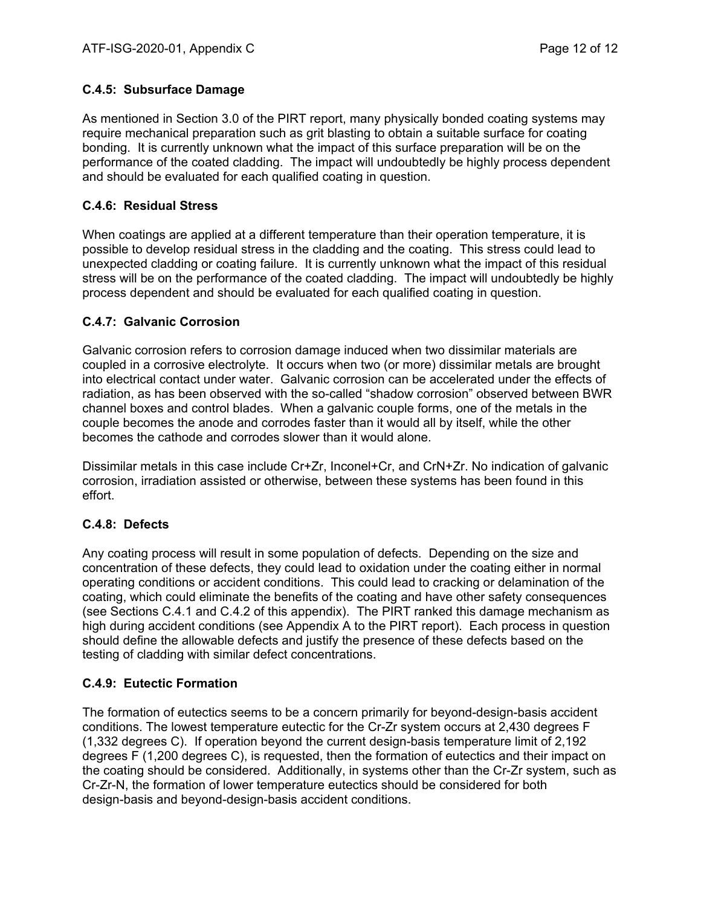### C.4.5: Subsurface Damage

As mentioned in Section 3.0 of the PIRT report, many physically bonded coating systems may require mechanical preparation such as grit blasting to obtain a suitable surface for coating bonding. It is currently unknown what the impact of this surface preparation will be on the performance of the coated cladding. The impact will undoubtedly be highly process dependent and should be evaluated for each qualified coating in question.

### C.4.6: Residual Stress

When coatings are applied at a different temperature than their operation temperature, it is possible to develop residual stress in the cladding and the coating. This stress could lead to unexpected cladding or coating failure. It is currently unknown what the impact of this residual stress will be on the performance of the coated cladding. The impact will undoubtedly be highly process dependent and should be evaluated for each qualified coating in question.

### C.4.7: Galvanic Corrosion

Galvanic corrosion refers to corrosion damage induced when two dissimilar materials are coupled in a corrosive electrolyte. It occurs when two (or more) dissimilar metals are brought into electrical contact under water. Galvanic corrosion can be accelerated under the effects of radiation, as has been observed with the so-called "shadow corrosion" observed between BWR channel boxes and control blades. When a galvanic couple forms, one of the metals in the couple becomes the anode and corrodes faster than it would all by itself, while the other becomes the cathode and corrodes slower than it would alone.

Dissimilar metals in this case include Cr+Zr, Inconel+Cr, and CrN+Zr. No indication of galvanic corrosion, irradiation assisted or otherwise, between these systems has been found in this effort.

### C.4.8: Defects

Any coating process will result in some population of defects. Depending on the size and concentration of these defects, they could lead to oxidation under the coating either in normal operating conditions or accident conditions. This could lead to cracking or delamination of the coating, which could eliminate the benefits of the coating and have other safety consequences (see Sections C.4.1 and C.4.2 of this appendix). The PIRT ranked this damage mechanism as high during accident conditions (see Appendix A to the PIRT report). Each process in question should define the allowable defects and justify the presence of these defects based on the testing of cladding with similar defect concentrations.

### C.4.9: Eutectic Formation

The formation of eutectics seems to be a concern primarily for beyond-design-basis accident conditions. The lowest temperature eutectic for the Cr-Zr system occurs at 2,430 degrees F (1,332 degrees C). If operation beyond the current design-basis temperature limit of 2,192 degrees F (1,200 degrees C), is requested, then the formation of eutectics and their impact on the coating should be considered. Additionally, in systems other than the Cr-Zr system, such as Cr-Zr-N, the formation of lower temperature eutectics should be considered for both design-basis and beyond-design-basis accident conditions.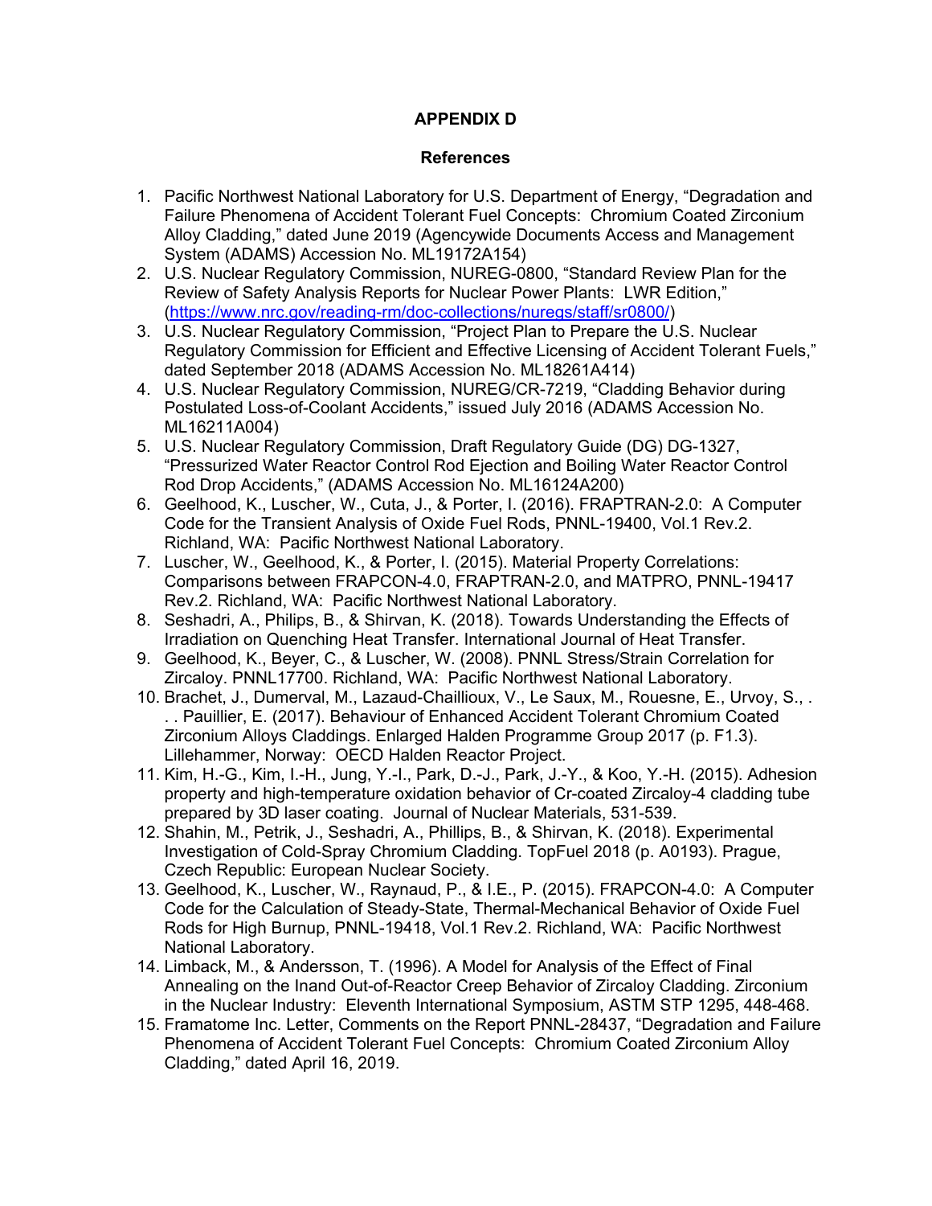# APPENDIX D

## References

1. Pacific Northwest National Laboratory for U.S. Department of Energy, "Degradation and Failure Phenomena of Accident Tolerant Fuel Concepts: Chromium Coated Zirconium Alloy Cladding," dated June 2019 (Agencywide Documents Access and Management System (ADAMS) Accession No. ML19172A154)
2. U.S. Nuclear Regulatory Commission, NUREG-0800, "Standard Review Plan for the Review of Safety Analysis Reports for Nuclear Power Plants: LWR Edition," (https://www.nrc.gov/reading-rm/doc-collections/nuregs/staff/sr0800/)
3. U.S. Nuclear Regulatory Commission, "Project Plan to Prepare the U.S. Nuclear Regulatory Commission for Efficient and Effective Licensing of Accident Tolerant Fuels," dated September 2018 (ADAMS Accession No. ML18261A414)
4. U.S. Nuclear Regulatory Commission, NUREG/CR-7219, "Cladding Behavior during Postulated Loss-of-Coolant Accidents," issued July 2016 (ADAMS Accession No. ML16211A004)
5. U.S. Nuclear Regulatory Commission, Draft Regulatory Guide (DG) DG-1327, "Pressurized Water Reactor Control Rod Ejection and Boiling Water Reactor Control Rod Drop Accidents," (ADAMS Accession No. ML16124A200)
6. Geelhood, K., Luscher, W., Cuta, J., & Porter, I. (2016). FRAPTRAN-2.0: A Computer Code for the Transient Analysis of Oxide Fuel Rods, PNNL-19400, Vol.1 Rev.2. Richland, WA: Pacific Northwest National Laboratory.
7. Luscher, W., Geelhood, K., & Porter, I. (2015). Material Property Correlations: Comparisons between FRAPCON-4.0, FRAPTRAN-2.0, and MATPRO, PNNL-19417 Rev.2. Richland, WA: Pacific Northwest National Laboratory.
8. Seshadri, A., Philips, B., & Shirvan, K. (2018). Towards Understanding the Effects of Irradiation on Quenching Heat Transfer. International Journal of Heat Transfer.
9. Geelhood, K., Beyer, C., & Luscher, W. (2008). PNNL Stress/Strain Correlation for Zircaloy. PNNL17700. Richland, WA: Pacific Northwest National Laboratory.
10. Brachet, J., Dumerval, M., Lazaud-Chaillioux, V., Le Saux, M., Rouesne, E., Urvoy, S., . . . Pauillier, E. (2017). Behaviour of Enhanced Accident Tolerant Chromium Coated Zirconium Alloys Claddings. Enlarged Halden Programme Group 2017 (p. F1.3). Lillehammer, Norway: OECD Halden Reactor Project.
11. Kim, H.-G., Kim, I.-H., Jung, Y.-I., Park, D.-J., Park, J.-Y., & Koo, Y.-H. (2015). Adhesion property and high-temperature oxidation behavior of Cr-coated Zircaloy-4 cladding tube prepared by 3D laser coating. Journal of Nuclear Materials, 531-539.
12. Shahin, M., Petrik, J., Seshadri, A., Phillips, B., & Shirvan, K. (2018). Experimental Investigation of Cold-Spray Chromium Cladding. TopFuel 2018 (p. A0193). Prague, Czech Republic: European Nuclear Society.
13. Geelhood, K., Luscher, W., Raynaud, P., & I.E., P. (2015). FRAPCON-4.0: A Computer Code for the Calculation of Steady-State, Thermal-Mechanical Behavior of Oxide Fuel Rods for High Burnup, PNNL-19418, Vol.1 Rev.2. Richland, WA: Pacific Northwest National Laboratory.
14. Limback, M., & Andersson, T. (1996). A Model for Analysis of the Effect of Final Annealing on the Inand Out-of-Reactor Creep Behavior of Zircaloy Cladding. Zirconium in the Nuclear Industry: Eleventh International Symposium, ASTM STP 1295, 448-468.
15. Framatome Inc. Letter, Comments on the Report PNNL-28437, "Degradation and Failure Phenomena of Accident Tolerant Fuel Concepts: Chromium Coated Zirconium Alloy Cladding," dated April 16, 2019.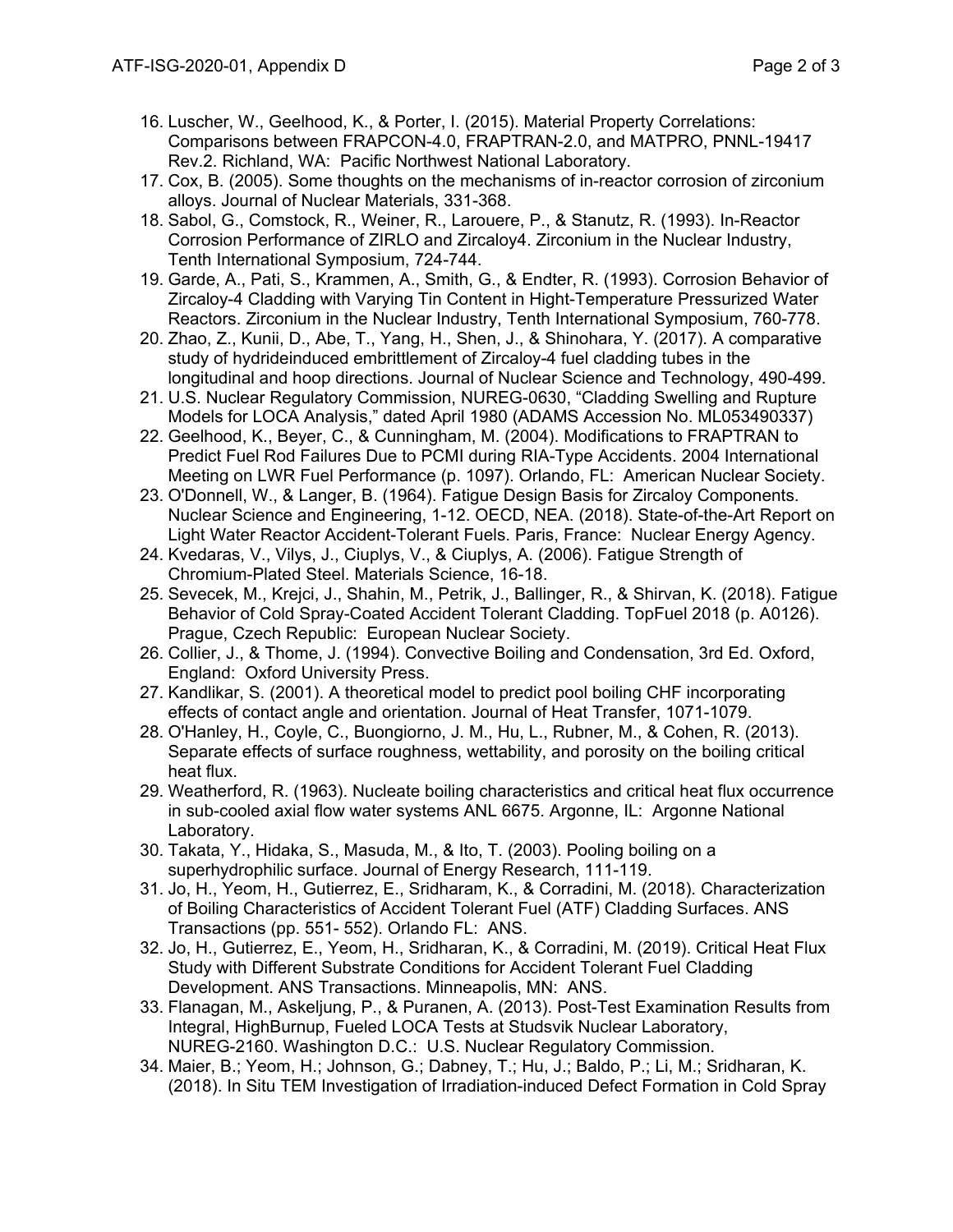16. Luscher, W., Geelhood, K., & Porter, I. (2015). Material Property Correlations: Comparisons between FRAPCON-4.0, FRAPTRAN-2.0, and MATPRO, PNNL-19417 Rev.2. Richland, WA: Pacific Northwest National Laboratory.
17. Cox, B. (2005). Some thoughts on the mechanisms of in-reactor corrosion of zirconium alloys. Journal of Nuclear Materials, 331-368.
18. Sabol, G., Comstock, R., Weiner, R., Larouere, P., & Stanutz, R. (1993). In-Reactor Corrosion Performance of ZIRLO and Zircaloy4. Zirconium in the Nuclear Industry, Tenth International Symposium, 724-744.
19. Garde, A., Pati, S., Krammen, A., Smith, G., & Endter, R. (1993). Corrosion Behavior of Zircaloy-4 Cladding with Varying Tin Content in Hight-Temperature Pressurized Water Reactors. Zirconium in the Nuclear Industry, Tenth International Symposium, 760-778.
20. Zhao, Z., Kunii, D., Abe, T., Yang, H., Shen, J., & Shinohara, Y. (2017). A comparative study of hydrideinduced embrittlement of Zircaloy-4 fuel cladding tubes in the longitudinal and hoop directions. Journal of Nuclear Science and Technology, 490-499.
21. U.S. Nuclear Regulatory Commission, NUREG-0630, "Cladding Swelling and Rupture Models for LOCA Analysis," dated April 1980 (ADAMS Accession No. ML053490337)
22. Geelhood, K., Beyer, C., & Cunningham, M. (2004). Modifications to FRAPTRAN to Predict Fuel Rod Failures Due to PCMI during RIA-Type Accidents. 2004 International Meeting on LWR Fuel Performance (p. 1097). Orlando, FL: American Nuclear Society.
23. O'Donnell, W., & Langer, B. (1964). Fatigue Design Basis for Zircaloy Components. Nuclear Science and Engineering, 1-12. OECD, NEA. (2018). State-of-the-Art Report on Light Water Reactor Accident-Tolerant Fuels. Paris, France: Nuclear Energy Agency.
24. Kvedaras, V., Vilys, J., Ciuplys, V., & Ciuplys, A. (2006). Fatigue Strength of Chromium-Plated Steel. Materials Science, 16-18.
25. Sevecek, M., Krejci, J., Shahin, M., Petrik, J., Ballinger, R., & Shirvan, K. (2018). Fatigue Behavior of Cold Spray-Coated Accident Tolerant Cladding. TopFuel 2018 (p. A0126). Prague, Czech Republic: European Nuclear Society.
26. Collier, J., & Thome, J. (1994). Convective Boiling and Condensation, 3rd Ed. Oxford, England: Oxford University Press.
27. Kandlikar, S. (2001). A theoretical model to predict pool boiling CHF incorporating effects of contact angle and orientation. Journal of Heat Transfer, 1071-1079.
28. O'Hanley, H., Coyle, C., Buongiorno, J. M., Hu, L., Rubner, M., & Cohen, R. (2013). Separate effects of surface roughness, wettability, and porosity on the boiling critical heat flux.
29. Weatherford, R. (1963). Nucleate boiling characteristics and critical heat flux occurrence in sub-cooled axial flow water systems ANL 6675. Argonne, IL: Argonne National Laboratory.
30. Takata, Y., Hidaka, S., Masuda, M., & Ito, T. (2003). Pooling boiling on a superhydrophilic surface. Journal of Energy Research, 111-119.
31. Jo, H., Yeom, H., Gutierrez, E., Sridharam, K., & Corradini, M. (2018). Characterization of Boiling Characteristics of Accident Tolerant Fuel (ATF) Cladding Surfaces. ANS Transactions (pp. 551- 552). Orlando FL: ANS.
32. Jo, H., Gutierrez, E., Yeom, H., Sridharan, K., & Corradini, M. (2019). Critical Heat Flux Study with Different Substrate Conditions for Accident Tolerant Fuel Cladding Development. ANS Transactions. Minneapolis, MN: ANS.
33. Flanagan, M., Askeljung, P., & Puranen, A. (2013). Post-Test Examination Results from Integral, HighBurnup, Fueled LOCA Tests at Studsvik Nuclear Laboratory, NUREG-2160. Washington D.C.: U.S. Nuclear Regulatory Commission.
34. Maier, B.; Yeom, H.; Johnson, G.; Dabney, T.; Hu, J.; Baldo, P.; Li, M.; Sridharan, K. (2018). In Situ TEM Investigation of Irradiation-induced Defect Formation in Cold Spray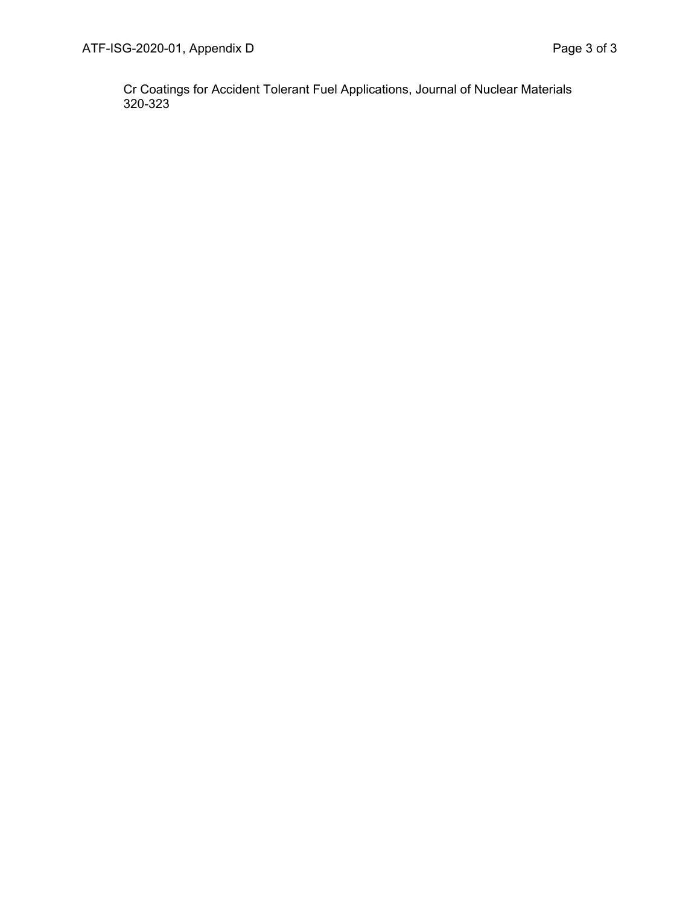Cr Coatings for Accident Tolerant Fuel Applications, Journal of Nuclear Materials 320-323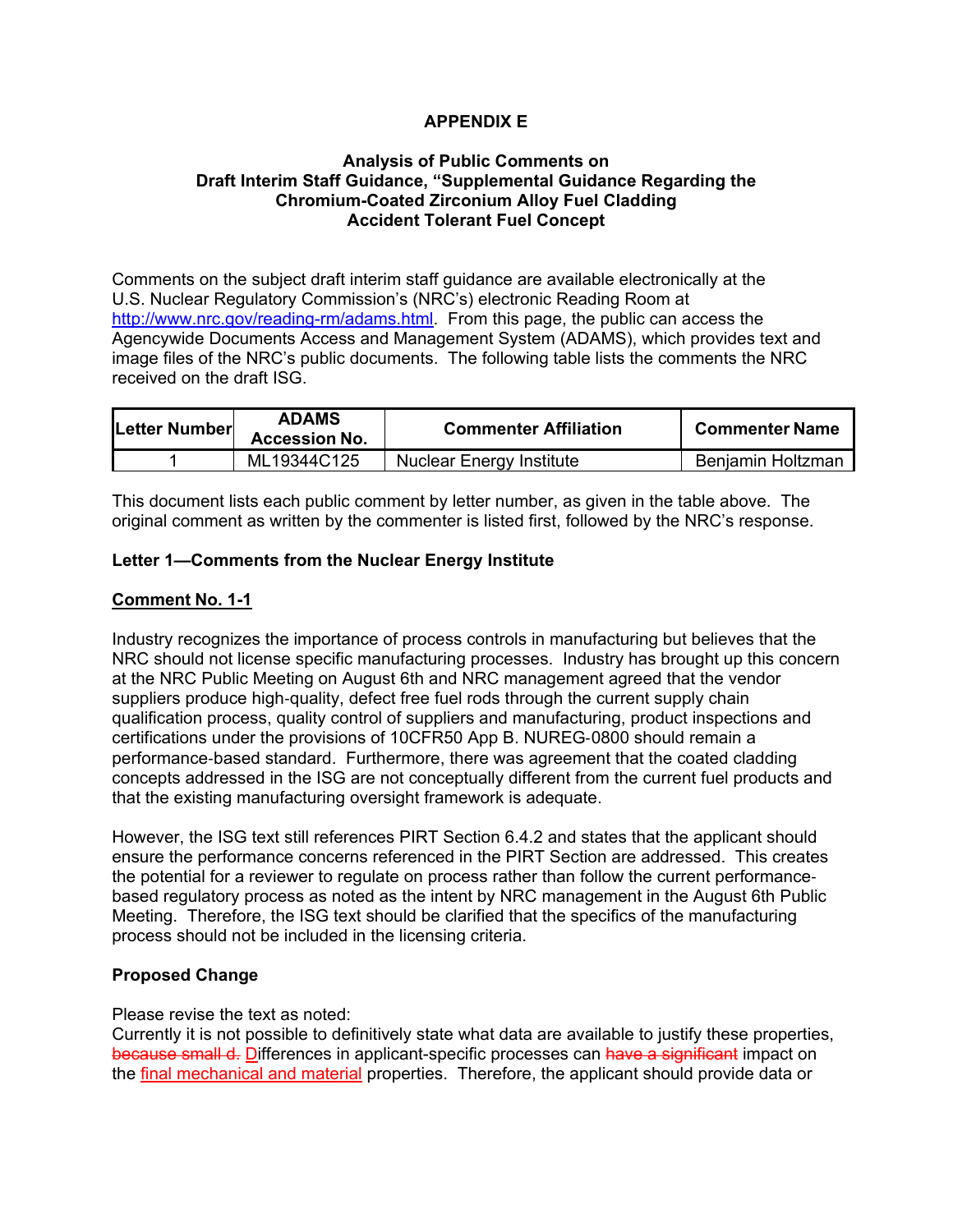# APPENDIX E

## Analysis of Public Comments on Draft Interim Staff Guidance, "Supplemental Guidance Regarding the Chromium-Coated Zirconium Alloy Fuel Cladding Accident Tolerant Fuel Concept

Comments on the subject draft interim staff guidance are available electronically at the U.S. Nuclear Regulatory Commission's (NRC's) electronic Reading Room at http://www.nrc.gov/reading-rm/adams.html. From this page, the public can access the Agencywide Documents Access and Management System (ADAMS), which provides text and image files of the NRC's public documents. The following table lists the comments the NRC received on the draft ISG.

| Letter Number | ADAMS Accession No. | Commenter Affiliation | Commenter Name |
|---|---|---|---|
| 1 | ML19344C125 | Nuclear Energy Institute | Benjamin Holtzman |

This document lists each public comment by letter number, as given in the table above. The original comment as written by the commenter is listed first, followed by the NRC's response.

### Letter 1—Comments from the Nuclear Energy Institute

**Comment No. 1-1**

Industry recognizes the importance of process controls in manufacturing but believes that the NRC should not license specific manufacturing processes. Industry has brought up this concern at the NRC Public Meeting on August 6th and NRC management agreed that the vendor suppliers produce high-quality, defect free fuel rods through the current supply chain qualification process, quality control of suppliers and manufacturing, product inspections and certifications under the provisions of 10CFR50 App B. NUREG-0800 should remain a performance-based standard. Furthermore, there was agreement that the coated cladding concepts addressed in the ISG are not conceptually different from the current fuel products and that the existing manufacturing oversight framework is adequate.

However, the ISG text still references PIRT Section 6.4.2 and states that the applicant should ensure the performance concerns referenced in the PIRT Section are addressed. This creates the potential for a reviewer to regulate on process rather than follow the current performance-based regulatory process as noted as the intent by NRC management in the August 6th Public Meeting. Therefore, the ISG text should be clarified that the specifics of the manufacturing process should not be included in the licensing criteria.

**Proposed Change**

Please revise the text as noted:
Currently it is not possible to definitively state what data are available to justify these properties, ~~because small d.~~ Differences in applicant-specific processes can ~~have a significant~~ impact on the final mechanical and material properties. Therefore, the applicant should provide data or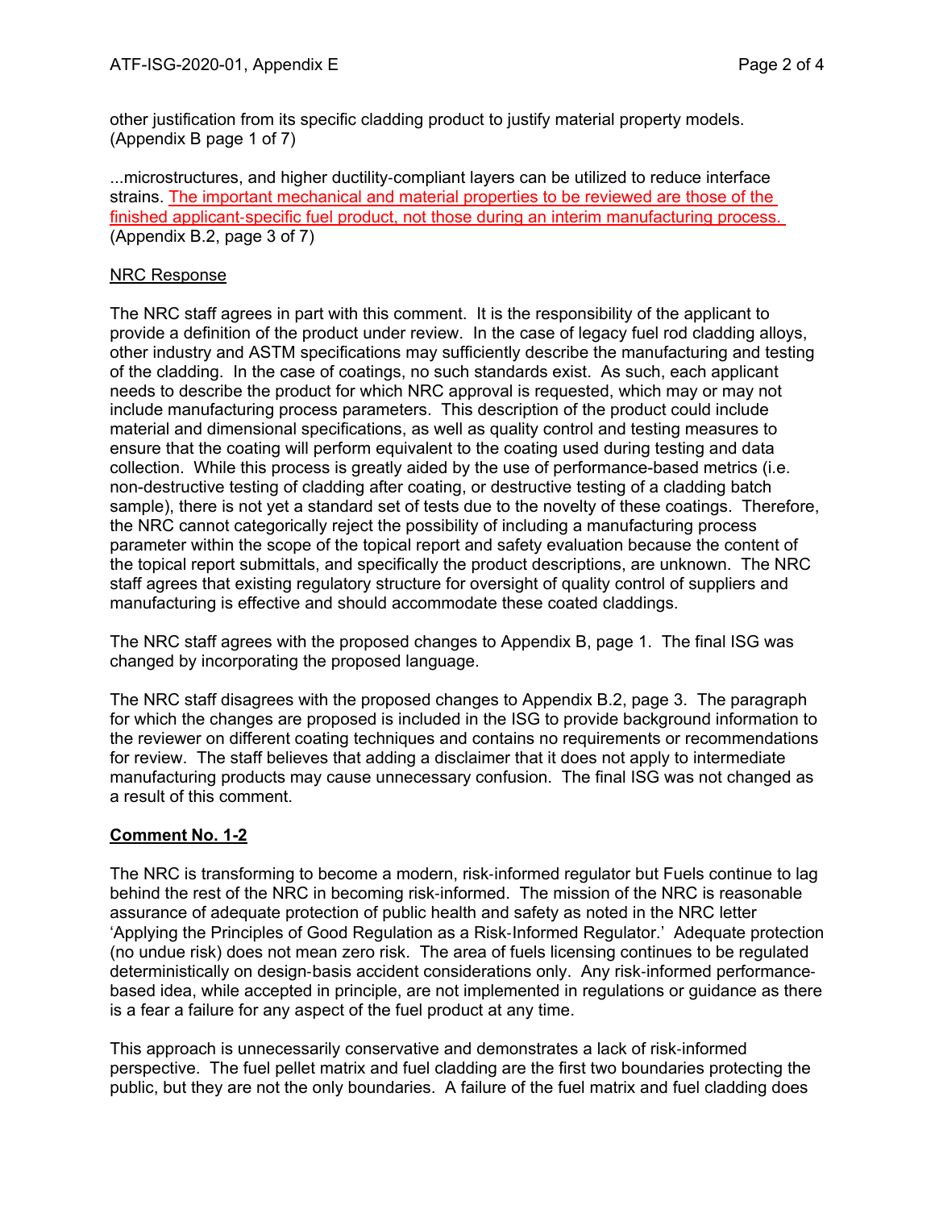other justification from its specific cladding product to justify material property models. (Appendix B page 1 of 7)

...microstructures, and higher ductility-compliant layers can be utilized to reduce interface strains. <u>The important mechanical and material properties to be reviewed are those of the finished applicant-specific fuel product, not those during an interim manufacturing process.</u> (Appendix B.2, page 3 of 7)

<u>NRC Response</u>

The NRC staff agrees in part with this comment. It is the responsibility of the applicant to provide a definition of the product under review. In the case of legacy fuel rod cladding alloys, other industry and ASTM specifications may sufficiently describe the manufacturing and testing of the cladding. In the case of coatings, no such standards exist. As such, each applicant needs to describe the product for which NRC approval is requested, which may or may not include manufacturing process parameters. This description of the product could include material and dimensional specifications, as well as quality control and testing measures to ensure that the coating will perform equivalent to the coating used during testing and data collection. While this process is greatly aided by the use of performance-based metrics (i.e. non-destructive testing of cladding after coating, or destructive testing of a cladding batch sample), there is not yet a standard set of tests due to the novelty of these coatings. Therefore, the NRC cannot categorically reject the possibility of including a manufacturing process parameter within the scope of the topical report and safety evaluation because the content of the topical report submittals, and specifically the product descriptions, are unknown. The NRC staff agrees that existing regulatory structure for oversight of quality control of suppliers and manufacturing is effective and should accommodate these coated claddings.

The NRC staff agrees with the proposed changes to Appendix B, page 1. The final ISG was changed by incorporating the proposed language.

The NRC staff disagrees with the proposed changes to Appendix B.2, page 3. The paragraph for which the changes are proposed is included in the ISG to provide background information to the reviewer on different coating techniques and contains no requirements or recommendations for review. The staff believes that adding a disclaimer that it does not apply to intermediate manufacturing products may cause unnecessary confusion. The final ISG was not changed as a result of this comment.

**<u>Comment No. 1-2</u>**

The NRC is transforming to become a modern, risk-informed regulator but Fuels continue to lag behind the rest of the NRC in becoming risk-informed. The mission of the NRC is reasonable assurance of adequate protection of public health and safety as noted in the NRC letter 'Applying the Principles of Good Regulation as a Risk-Informed Regulator.' Adequate protection (no undue risk) does not mean zero risk. The area of fuels licensing continues to be regulated deterministically on design-basis accident considerations only. Any risk-informed performance-based idea, while accepted in principle, are not implemented in regulations or guidance as there is a fear a failure for any aspect of the fuel product at any time.

This approach is unnecessarily conservative and demonstrates a lack of risk-informed perspective. The fuel pellet matrix and fuel cladding are the first two boundaries protecting the public, but they are not the only boundaries. A failure of the fuel matrix and fuel cladding does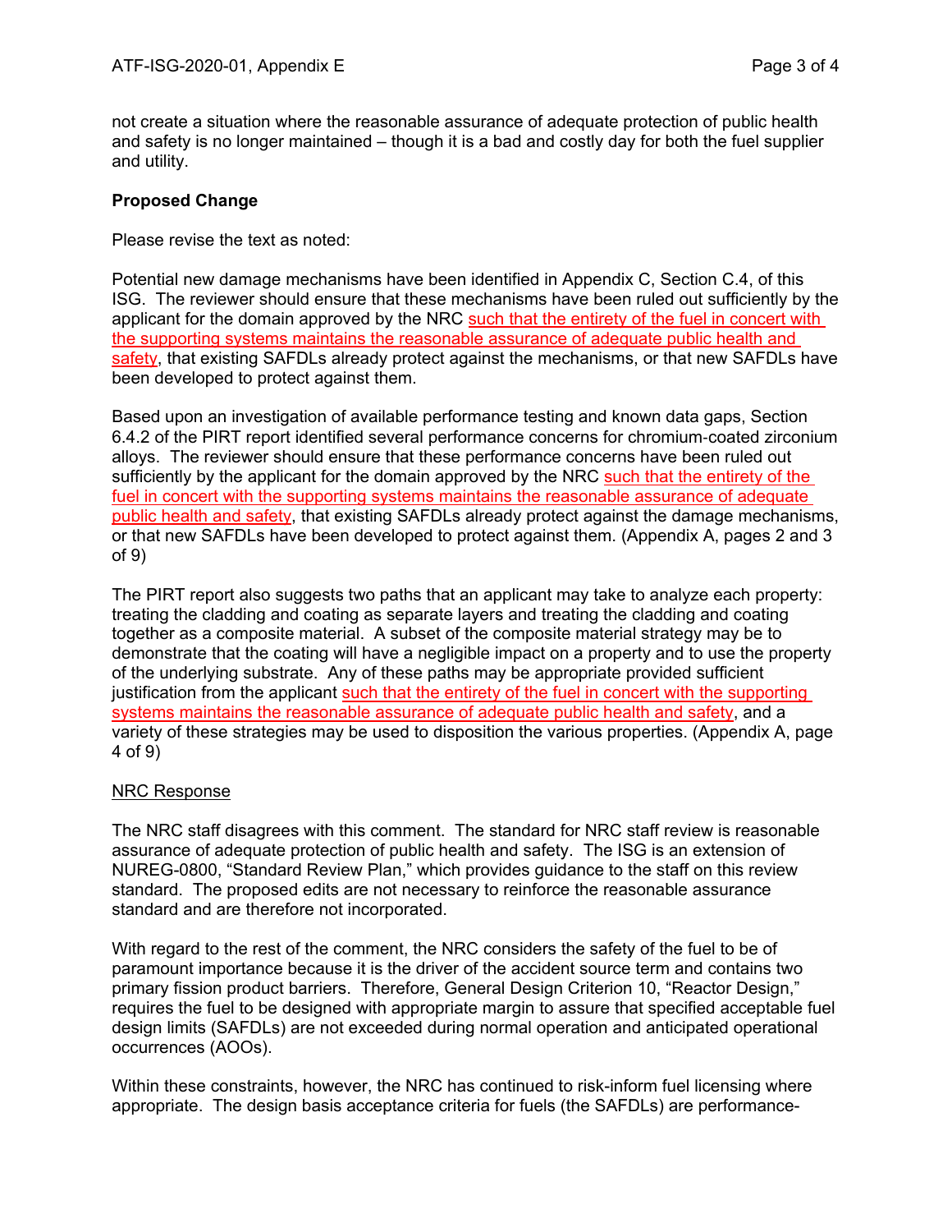not create a situation where the reasonable assurance of adequate protection of public health and safety is no longer maintained – though it is a bad and costly day for both the fuel supplier and utility.

**Proposed Change**

Please revise the text as noted:

Potential new damage mechanisms have been identified in Appendix C, Section C.4, of this ISG. The reviewer should ensure that these mechanisms have been ruled out sufficiently by the applicant for the domain approved by the NRC <u>such that the entirety of the fuel in concert with the supporting systems maintains the reasonable assurance of adequate public health and safety</u>, that existing SAFDLs already protect against the mechanisms, or that new SAFDLs have been developed to protect against them.

Based upon an investigation of available performance testing and known data gaps, Section 6.4.2 of the PIRT report identified several performance concerns for chromium-coated zirconium alloys. The reviewer should ensure that these performance concerns have been ruled out sufficiently by the applicant for the domain approved by the NRC <u>such that the entirety of the fuel in concert with the supporting systems maintains the reasonable assurance of adequate public health and safety</u>, that existing SAFDLs already protect against the damage mechanisms, or that new SAFDLs have been developed to protect against them. (Appendix A, pages 2 and 3 of 9)

The PIRT report also suggests two paths that an applicant may take to analyze each property: treating the cladding and coating as separate layers and treating the cladding and coating together as a composite material. A subset of the composite material strategy may be to demonstrate that the coating will have a negligible impact on a property and to use the property of the underlying substrate. Any of these paths may be appropriate provided sufficient justification from the applicant <u>such that the entirety of the fuel in concert with the supporting systems maintains the reasonable assurance of adequate public health and safety</u>, and a variety of these strategies may be used to disposition the various properties. (Appendix A, page 4 of 9)

<u>NRC Response</u>

The NRC staff disagrees with this comment. The standard for NRC staff review is reasonable assurance of adequate protection of public health and safety. The ISG is an extension of NUREG-0800, "Standard Review Plan," which provides guidance to the staff on this review standard. The proposed edits are not necessary to reinforce the reasonable assurance standard and are therefore not incorporated.

With regard to the rest of the comment, the NRC considers the safety of the fuel to be of paramount importance because it is the driver of the accident source term and contains two primary fission product barriers. Therefore, General Design Criterion 10, "Reactor Design," requires the fuel to be designed with appropriate margin to assure that specified acceptable fuel design limits (SAFDLs) are not exceeded during normal operation and anticipated operational occurrences (AOOs).

Within these constraints, however, the NRC has continued to risk-inform fuel licensing where appropriate. The design basis acceptance criteria for fuels (the SAFDLs) are performance-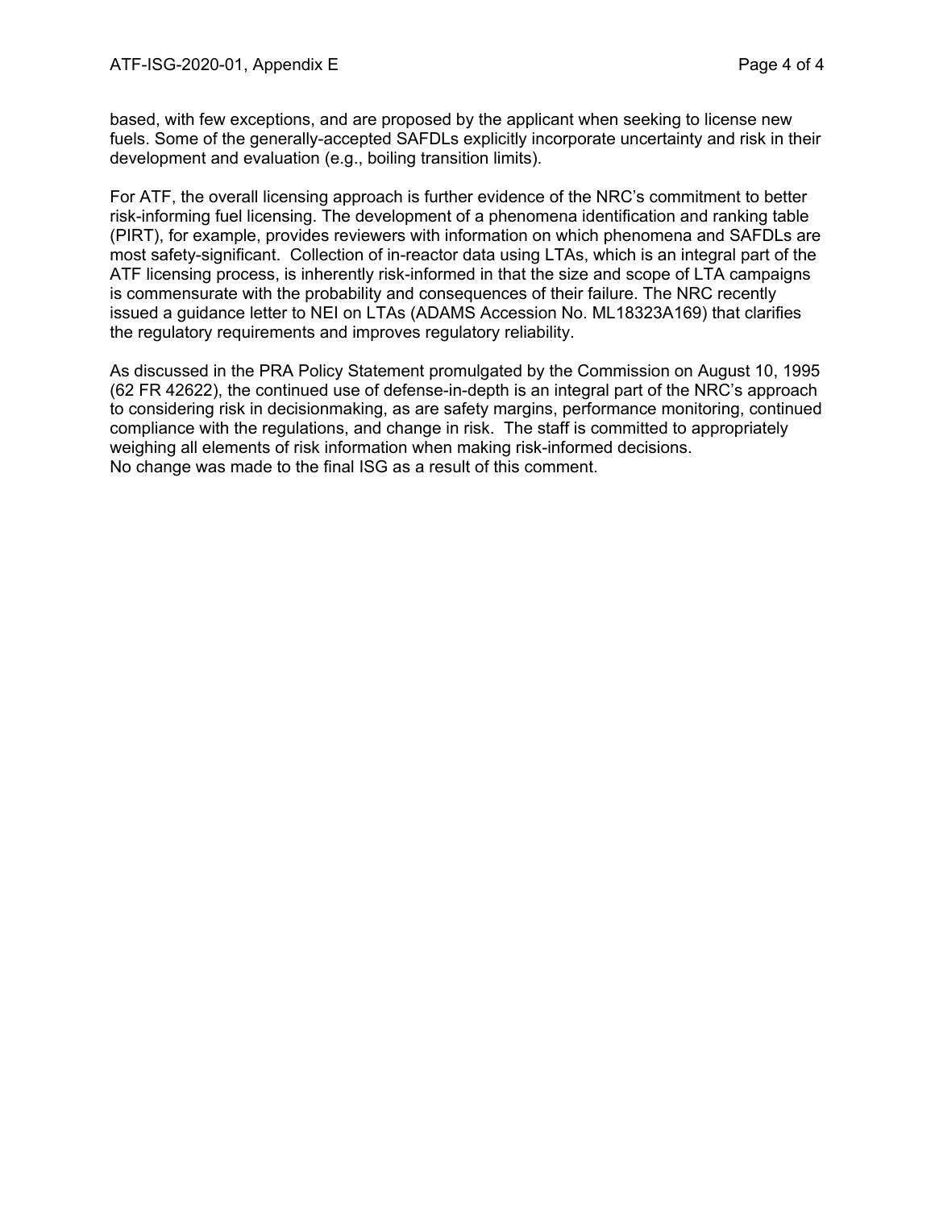based, with few exceptions, and are proposed by the applicant when seeking to license new fuels. Some of the generally-accepted SAFDLs explicitly incorporate uncertainty and risk in their development and evaluation (e.g., boiling transition limits).

For ATF, the overall licensing approach is further evidence of the NRC's commitment to better risk-informing fuel licensing. The development of a phenomena identification and ranking table (PIRT), for example, provides reviewers with information on which phenomena and SAFDLs are most safety-significant. Collection of in-reactor data using LTAs, which is an integral part of the ATF licensing process, is inherently risk-informed in that the size and scope of LTA campaigns is commensurate with the probability and consequences of their failure. The NRC recently issued a guidance letter to NEI on LTAs (ADAMS Accession No. ML18323A169) that clarifies the regulatory requirements and improves regulatory reliability.

As discussed in the PRA Policy Statement promulgated by the Commission on August 10, 1995 (62 FR 42622), the continued use of defense-in-depth is an integral part of the NRC's approach to considering risk in decisionmaking, as are safety margins, performance monitoring, continued compliance with the regulations, and change in risk. The staff is committed to appropriately weighing all elements of risk information when making risk-informed decisions.
No change was made to the final ISG as a result of this comment.